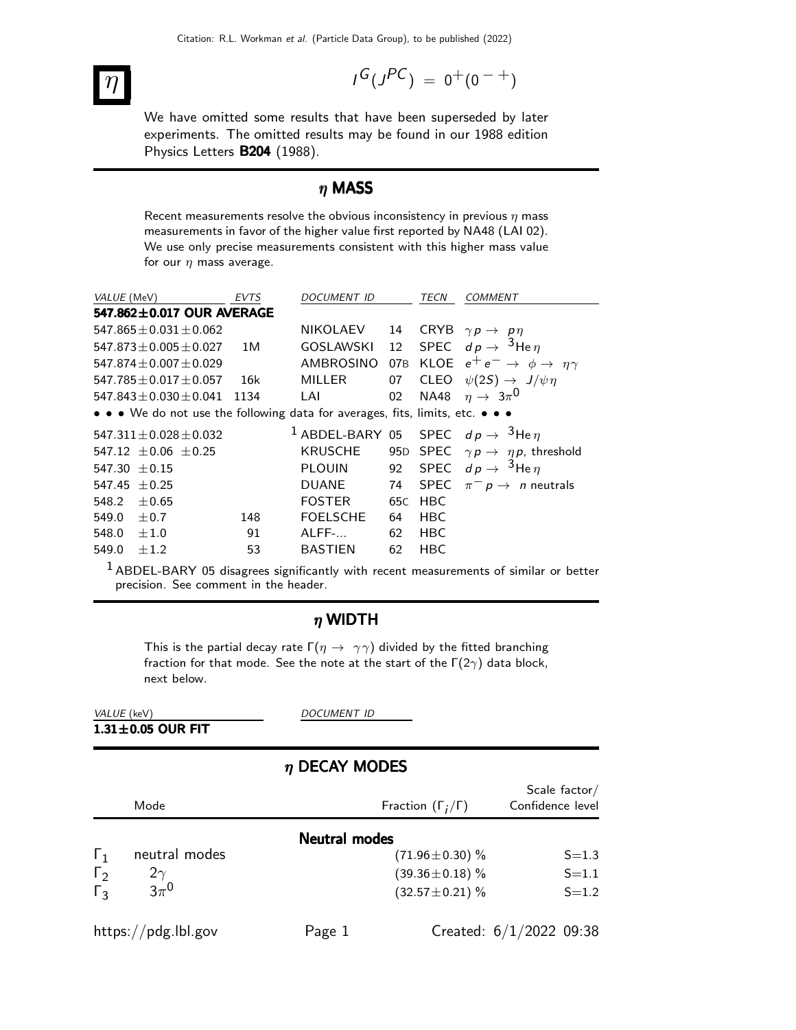# $\eta$

$I^G(J^{PC}) = 0^+(0^{-+})$

We have omitted some results that have been superseded by later experiments. The omitted results may be found in our 1988 edition Physics Letters **B204** (1988).

## $\eta$ MASS

Recent measurements resolve the obvious inconsistency in previous $\eta$ mass measurements in favor of the higher value first reported by NA48 (LAI 02). We use only precise measurements consistent with this higher mass value for our $\eta$ mass average.

| *VALUE* (MeV) | *EVTS* | *DOCUMENT ID* | | *TECN* | *COMMENT* |
|---|---|---|---|---|---|
| **547.862±0.017 OUR AVERAGE** | | | | | |
| 547.865±0.031±0.062 | | NIKOLAEV | 14 | CRYB | $\gamma p \rightarrow p\eta$ |
| 547.873±0.005±0.027 | 1M | GOSLAWSKI | 12 | SPEC | $dp \rightarrow {}^3\text{He}\,\eta$ |
| 547.874±0.007±0.029 | | AMBROSINO | 07B | KLOE | $e^+e^- \rightarrow \phi \rightarrow \eta\gamma$ |
| 547.785±0.017±0.057 | 16k | MILLER | 07 | CLEO | $\psi(2S) \rightarrow J/\psi\,\eta$ |
| 547.843±0.030±0.041 | 1134 | LAI | 02 | NA48 | $\eta \rightarrow 3\pi^0$ |
| • • • We do not use the following data for averages, fits, limits, etc. • • • | | | | | |
| 547.311±0.028±0.032 | | [1] ABDEL-BARY | 05 | SPEC | $dp \rightarrow {}^3\text{He}\,\eta$ |
| 547.12 ±0.06 ±0.25 | | KRUSCHE | 95D | SPEC | $\gamma p \rightarrow \eta p$, threshold |
| 547.30 ±0.15 | | PLOUIN | 92 | SPEC | $dp \rightarrow {}^3\text{He}\,\eta$ |
| 547.45 ±0.25 | | DUANE | 74 | SPEC | $\pi^- p \rightarrow n$ neutrals |
| 548.2 ±0.65 | | FOSTER | 65C | HBC | |
| 549.0 ±0.7 | 148 | FOELSCHE | 64 | HBC | |
| 548.0 ±1.0 | 91 | ALFF-... | 62 | HBC | |
| 549.0 ±1.2 | 53 | BASTIEN | 62 | HBC | |

[1] ABDEL-BARY 05 disagrees significantly with recent measurements of similar or better precision. See comment in the header.

## $\eta$ WIDTH

This is the partial decay rate $\Gamma(\eta \rightarrow \gamma\gamma)$ divided by the fitted branching fraction for that mode. See the note at the start of the $\Gamma(2\gamma)$ data block, next below.

| *VALUE* (keV) | *DOCUMENT ID* |
|---|---|
| **1.31±0.05 OUR FIT** | |

## $\eta$ DECAY MODES

| | Mode | Fraction $(\Gamma_i/\Gamma)$ | Scale factor/ Confidence level |
|---|---|---|---|
| | **Neutral modes** | | |
| $\Gamma_1$ | neutral modes | $(71.96\pm0.30)$ % | S=1.3 |
| $\Gamma_2$ | $2\gamma$ | $(39.36\pm0.18)$ % | S=1.1 |
| $\Gamma_3$ | $3\pi^0$ | $(32.57\pm0.21)$ % | S=1.2 |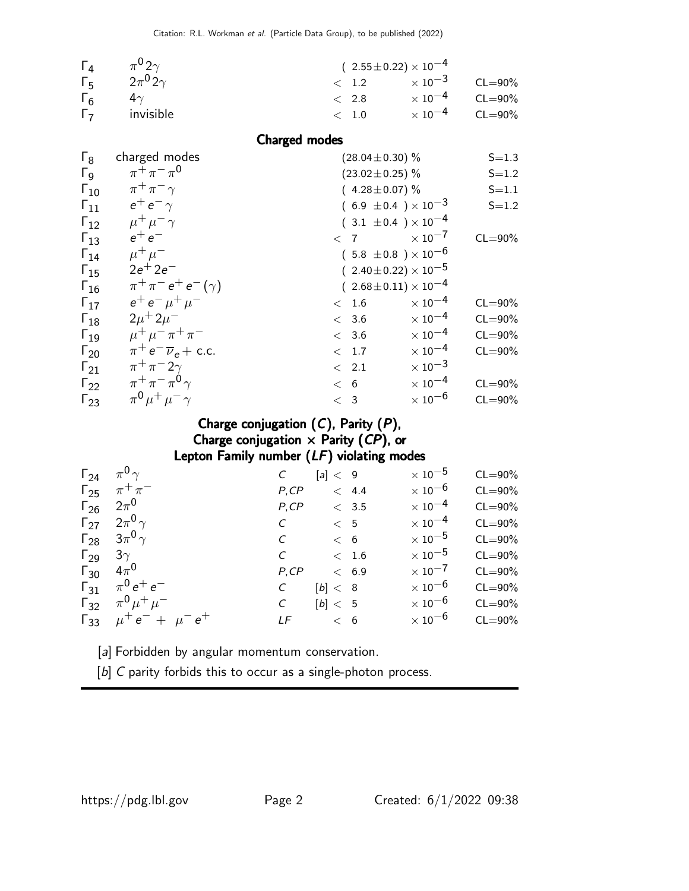| | Mode | | | Fraction ($\Gamma_i/\Gamma$) | Scale factor/ Confidence level |
|---|---|---|---|---|---|
| $\Gamma_4$ | $\pi^0 2\gamma$ | | | $(2.55\pm0.22)\times10^{-4}$ | |
| $\Gamma_5$ | $2\pi^0 2\gamma$ | | | $<1.2\times10^{-3}$ | CL=90% |
| $\Gamma_6$ | $4\gamma$ | | | $<2.8\times10^{-4}$ | CL=90% |
| $\Gamma_7$ | invisible | | | $<1.0\times10^{-4}$ | CL=90% |

## Charged modes

| | Mode | Fraction ($\Gamma_i/\Gamma$) | Scale factor/ Confidence level |
|---|---|---|---|
| $\Gamma_8$ | charged modes | $(28.04\pm0.30)$ % | S=1.3 |
| $\Gamma_9$ | $\pi^+\pi^-\pi^0$ | $(23.02\pm0.25)$ % | S=1.2 |
| $\Gamma_{10}$ | $\pi^+\pi^-\gamma$ | $(4.28\pm0.07)$ % | S=1.1 |
| $\Gamma_{11}$ | $e^+e^-\gamma$ | $(6.9\pm0.4)\times10^{-3}$ | S=1.2 |
| $\Gamma_{12}$ | $\mu^+\mu^-\gamma$ | $(3.1\pm0.4)\times10^{-4}$ | |
| $\Gamma_{13}$ | $e^+e^-$ | $<7\times10^{-7}$ | CL=90% |
| $\Gamma_{14}$ | $\mu^+\mu^-$ | $(5.8\pm0.8)\times10^{-6}$ | |
| $\Gamma_{15}$ | $2e^+2e^-$ | $(2.40\pm0.22)\times10^{-5}$ | |
| $\Gamma_{16}$ | $\pi^+\pi^-e^+e^-(\gamma)$ | $(2.68\pm0.11)\times10^{-4}$ | |
| $\Gamma_{17}$ | $e^+e^-\mu^+\mu^-$ | $<1.6\times10^{-4}$ | CL=90% |
| $\Gamma_{18}$ | $2\mu^+2\mu^-$ | $<3.6\times10^{-4}$ | CL=90% |
| $\Gamma_{19}$ | $\mu^+\mu^-\pi^+\pi^-$ | $<3.6\times10^{-4}$ | CL=90% |
| $\Gamma_{20}$ | $\pi^+e^-\overline{\nu}_e+$ c.c. | $<1.7\times10^{-4}$ | CL=90% |
| $\Gamma_{21}$ | $\pi^+\pi^-2\gamma$ | $<2.1\times10^{-3}$ | |
| $\Gamma_{22}$ | $\pi^+\pi^-\pi^0\gamma$ | $<6\times10^{-4}$ | CL=90% |
| $\Gamma_{23}$ | $\pi^0\mu^+\mu^-\gamma$ | $<3\times10^{-6}$ | CL=90% |

## Charge conjugation ($C$), Parity ($P$), Charge conjugation × Parity ($CP$), or Lepton Family number ($LF$) violating modes

| | Mode | Violation | Fraction ($\Gamma_i/\Gamma$) | Confidence level |
|---|---|---|---|---|
| $\Gamma_{24}$ | $\pi^0\gamma$ | $C$ | [a] $<9\times10^{-5}$ | CL=90% |
| $\Gamma_{25}$ | $\pi^+\pi^-$ | $P,CP$ | $<4.4\times10^{-6}$ | CL=90% |
| $\Gamma_{26}$ | $2\pi^0$ | $P,CP$ | $<3.5\times10^{-4}$ | CL=90% |
| $\Gamma_{27}$ | $2\pi^0\gamma$ | $C$ | $<5\times10^{-4}$ | CL=90% |
| $\Gamma_{28}$ | $3\pi^0\gamma$ | $C$ | $<6\times10^{-5}$ | CL=90% |
| $\Gamma_{29}$ | $3\gamma$ | $C$ | $<1.6\times10^{-5}$ | CL=90% |
| $\Gamma_{30}$ | $4\pi^0$ | $P,CP$ | $<6.9\times10^{-7}$ | CL=90% |
| $\Gamma_{31}$ | $\pi^0e^+e^-$ | $C$ | [b] $<8\times10^{-6}$ | CL=90% |
| $\Gamma_{32}$ | $\pi^0\mu^+\mu^-$ | $C$ | [b] $<5\times10^{-6}$ | CL=90% |
| $\Gamma_{33}$ | $\mu^+e^-+\mu^-e^+$ | $LF$ | $<6\times10^{-6}$ | CL=90% |

[a] Forbidden by angular momentum conservation.

[b] $C$ parity forbids this to occur as a single-photon process.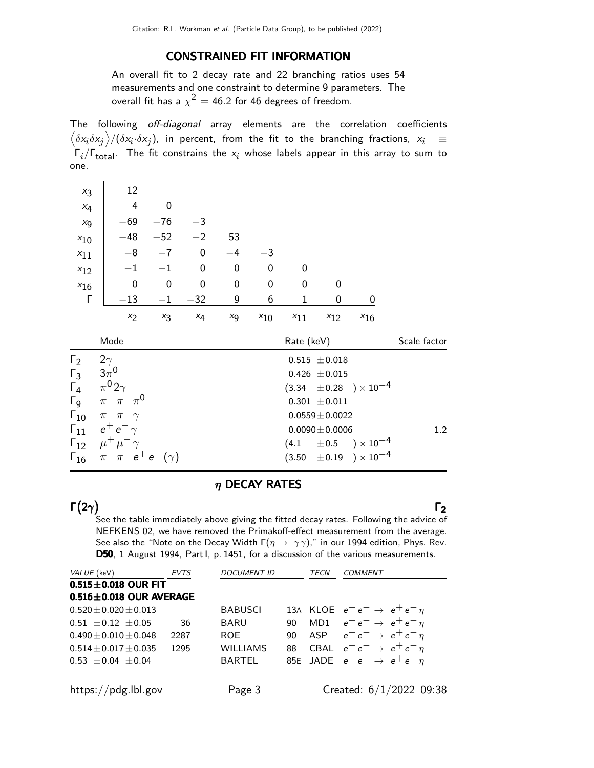## CONSTRAINED FIT INFORMATION

An overall fit to 2 decay rate and 22 branching ratios uses 54 measurements and one constraint to determine 9 parameters. The overall fit has a $\chi^2 = 46.2$ for 46 degrees of freedom.

The following *off-diagonal* array elements are the correlation coefficients $\left\langle \delta x_i \delta x_j \right\rangle / (\delta x_i \cdot \delta x_j)$, in percent, from the fit to the branching fractions, $x_i \equiv \Gamma_i/\Gamma_{\text{total}}$. The fit constrains the $x_i$ whose labels appear in this array to sum to one.

| | $x_2$ | $x_3$ | $x_4$ | $x_9$ | $x_{10}$ | $x_{11}$ | $x_{12}$ | $x_{16}$ |
|---|---|---|---|---|---|---|---|---|
| $x_3$ | 12 | | | | | | | |
| $x_4$ | 4 | 0 | | | | | | |
| $x_9$ | −69 | −76 | −3 | | | | | |
| $x_{10}$ | −48 | −52 | −2 | 53 | | | | |
| $x_{11}$ | −8 | −7 | 0 | −4 | −3 | | | |
| $x_{12}$ | −1 | −1 | 0 | 0 | 0 | 0 | | |
| $x_{16}$ | 0 | 0 | 0 | 0 | 0 | 0 | 0 | |
| $\Gamma$ | −13 | −1 | −32 | 9 | 6 | 1 | 0 | 0 |

| | Mode | Rate (keV) | Scale factor |
|---|---|---|---|
| $\Gamma_2$ | $2\gamma$ | $0.515 \pm 0.018$ | |
| $\Gamma_3$ | $3\pi^0$ | $0.426 \pm 0.015$ | |
| $\Gamma_4$ | $\pi^0 2\gamma$ | $(3.34 \pm 0.28) \times 10^{-4}$ | |
| $\Gamma_9$ | $\pi^+\pi^-\pi^0$ | $0.301 \pm 0.011$ | |
| $\Gamma_{10}$ | $\pi^+\pi^-\gamma$ | $0.0559 \pm 0.0022$ | |
| $\Gamma_{11}$ | $e^+e^-\gamma$ | $0.0090 \pm 0.0006$ | 1.2 |
| $\Gamma_{12}$ | $\mu^+\mu^-\gamma$ | $(4.1 \pm 0.5) \times 10^{-4}$ | |
| $\Gamma_{16}$ | $\pi^+\pi^-e^+e^-(\gamma)$ | $(3.50 \pm 0.19) \times 10^{-4}$ | |

## $\eta$ DECAY RATES

### $\Gamma(2\gamma)$ $\Gamma_2$

See the table immediately above giving the fitted decay rates. Following the advice of NEFKENS 02, we have removed the Primakoff-effect measurement from the average. See also the "Note on the Decay Width $\Gamma(\eta \to \gamma\gamma)$," in our 1994 edition, Phys. Rev. **D50**, 1 August 1994, Part I, p. 1451, for a discussion of the various measurements.

| VALUE (keV) | EVTS | DOCUMENT ID | | TECN | COMMENT |
|---|---|---|---|---|---|
| **0.515±0.018 OUR FIT** | | | | | |
| **0.516±0.018 OUR AVERAGE** | | | | | |
| $0.520 \pm 0.020 \pm 0.013$ | | BABUSCI | 13A | KLOE | $e^+e^- \to e^+e^-\eta$ |
| $0.51 \pm 0.12 \pm 0.05$ | 36 | BARU | 90 | MD1 | $e^+e^- \to e^+e^-\eta$ |
| $0.490 \pm 0.010 \pm 0.048$ | 2287 | ROE | 90 | ASP | $e^+e^- \to e^+e^-\eta$ |
| $0.514 \pm 0.017 \pm 0.035$ | 1295 | WILLIAMS | 88 | CBAL | $e^+e^- \to e^+e^-\eta$ |
| $0.53 \pm 0.04 \pm 0.04$ | | BARTEL | 85E | JADE | $e^+e^- \to e^+e^-\eta$ |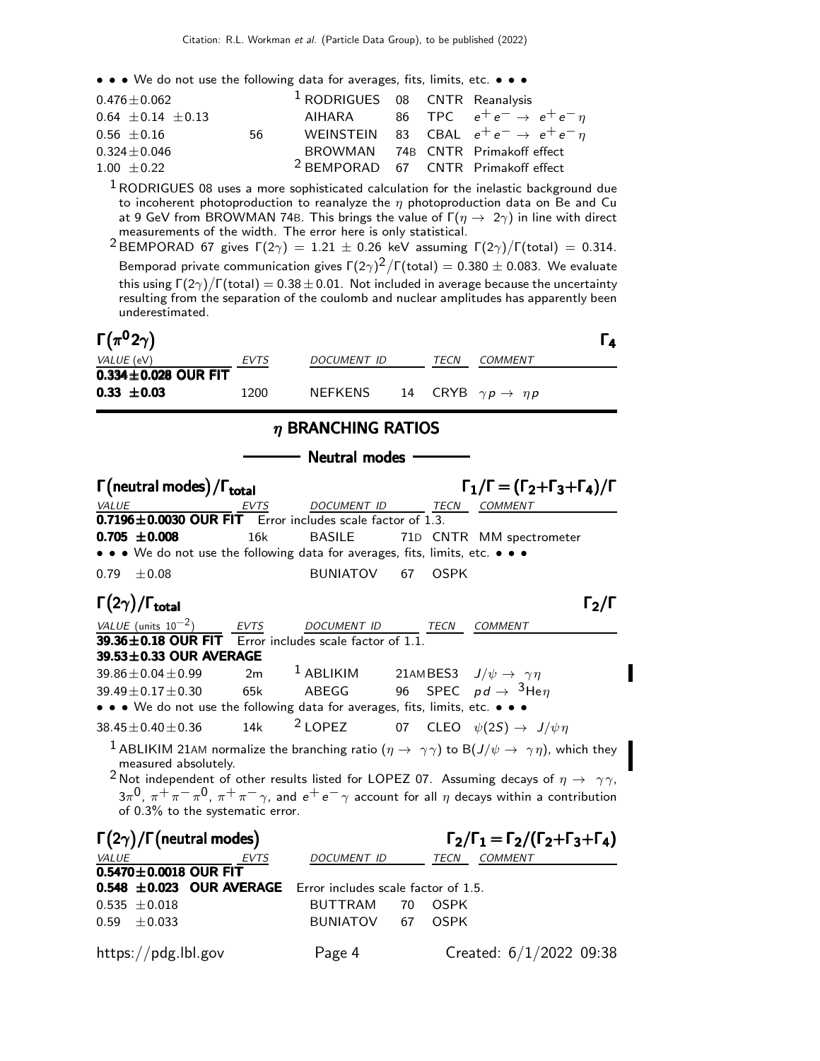• • • We do not use the following data for averages, fits, limits, etc. • • •

| VALUE | EVTS | DOCUMENT ID | | TECN | COMMENT |
|---|---|---|---|---|---|
| $0.476 \pm 0.062$ | | [1] RODRIGUES | 08 | CNTR | Reanalysis |
| $0.64 \pm 0.14 \pm 0.13$ | | AIHARA | 86 | TPC | $e^+e^- \to e^+e^-\eta$ |
| $0.56 \pm 0.16$ | 56 | WEINSTEIN | 83 | CBAL | $e^+e^- \to e^+e^-\eta$ |
| $0.324 \pm 0.046$ | | BROWMAN | 74B | CNTR | Primakoff effect |
| $1.00 \pm 0.22$ | | [2] BEMPORAD | 67 | CNTR | Primakoff effect |

[1] RODRIGUES 08 uses a more sophisticated calculation for the inelastic background due to incoherent photoproduction to reanalyze the $\eta$ photoproduction data on Be and Cu at 9 GeV from BROWMAN 74B. This brings the value of $\Gamma(\eta \to 2\gamma)$ in line with direct measurements of the width. The error here is only statistical.

[2] BEMPORAD 67 gives $\Gamma(2\gamma) = 1.21 \pm 0.26$ keV assuming $\Gamma(2\gamma)/\Gamma(\text{total}) = 0.314$. Bemporad private communication gives $\Gamma(2\gamma)^2/\Gamma(\text{total}) = 0.380 \pm 0.083$. We evaluate this using $\Gamma(2\gamma)/\Gamma(\text{total}) = 0.38 \pm 0.01$. Not included in average because the uncertainty resulting from the separation of the coulomb and nuclear amplitudes has apparently been underestimated.

### $\Gamma(\pi^0 2\gamma)$ — $\Gamma_4$

| VALUE (eV) | EVTS | DOCUMENT ID | | TECN | COMMENT |
|---|---|---|---|---|---|
| **0.334 ± 0.028 OUR FIT** | | | | | |
| **0.33 ± 0.03** | 1200 | NEFKENS | 14 | CRYB | $\gamma p \to \eta p$ |

## $\eta$ BRANCHING RATIOS

### Neutral modes

### $\Gamma(\text{neutral modes})/\Gamma_{\text{total}}$ — $\Gamma_1/\Gamma = (\Gamma_2+\Gamma_3+\Gamma_4)/\Gamma$

| VALUE | EVTS | DOCUMENT ID | | TECN | COMMENT |
|---|---|---|---|---|---|
| **0.7196 ± 0.0030 OUR FIT** Error includes scale factor of 1.3. | | | | | |
| **0.705 ± 0.008** | 16k | BASILE | 71D | CNTR | MM spectrometer |
| • • • We do not use the following data for averages, fits, limits, etc. • • • | | | | | |
| $0.79 \pm 0.08$ | | BUNIATOV | 67 | OSPK | |

### $\Gamma(2\gamma)/\Gamma_{\text{total}}$ — $\Gamma_2/\Gamma$

| VALUE (units $10^{-2}$) | EVTS | DOCUMENT ID | | TECN | COMMENT |
|---|---|---|---|---|---|
| **39.36 ± 0.18 OUR FIT** Error includes scale factor of 1.1. | | | | | |
| **39.53 ± 0.33 OUR AVERAGE** | | | | | |
| $39.86 \pm 0.04 \pm 0.99$ | 2m | [1] ABLIKIM | 21AM | BES3 | $J/\psi \to \gamma\eta$ |
| $39.49 \pm 0.17 \pm 0.30$ | 65k | ABEGG | 96 | SPEC | $pd \to {}^3\text{He}\eta$ |
| • • • We do not use the following data for averages, fits, limits, etc. • • • | | | | | |
| $38.45 \pm 0.40 \pm 0.36$ | 14k | [2] LOPEZ | 07 | CLEO | $\psi(2S) \to J/\psi\eta$ |

[1] ABLIKIM 21AM normalize the branching ratio $(\eta \to \gamma\gamma)$ to $B(J/\psi \to \gamma\eta)$, which they measured absolutely.

[2] Not independent of other results listed for LOPEZ 07. Assuming decays of $\eta \to \gamma\gamma$, $3\pi^0$, $\pi^+\pi^-\pi^0$, $\pi^+\pi^-\gamma$, and $e^+e^-\gamma$ account for all $\eta$ decays within a contribution of 0.3% to the systematic error.

### $\Gamma(2\gamma)/\Gamma(\text{neutral modes})$ — $\Gamma_2/\Gamma_1 = \Gamma_2/(\Gamma_2+\Gamma_3+\Gamma_4)$

| VALUE | EVTS | DOCUMENT ID | | TECN | COMMENT |
|---|---|---|---|---|---|
| **0.5470 ± 0.0018 OUR FIT** | | | | | |
| **0.548 ± 0.023 OUR AVERAGE** Error includes scale factor of 1.5. | | | | | |
| $0.535 \pm 0.018$ | | BUTTRAM | 70 | OSPK | |
| $0.59 \pm 0.033$ | | BUNIATOV | 67 | OSPK | |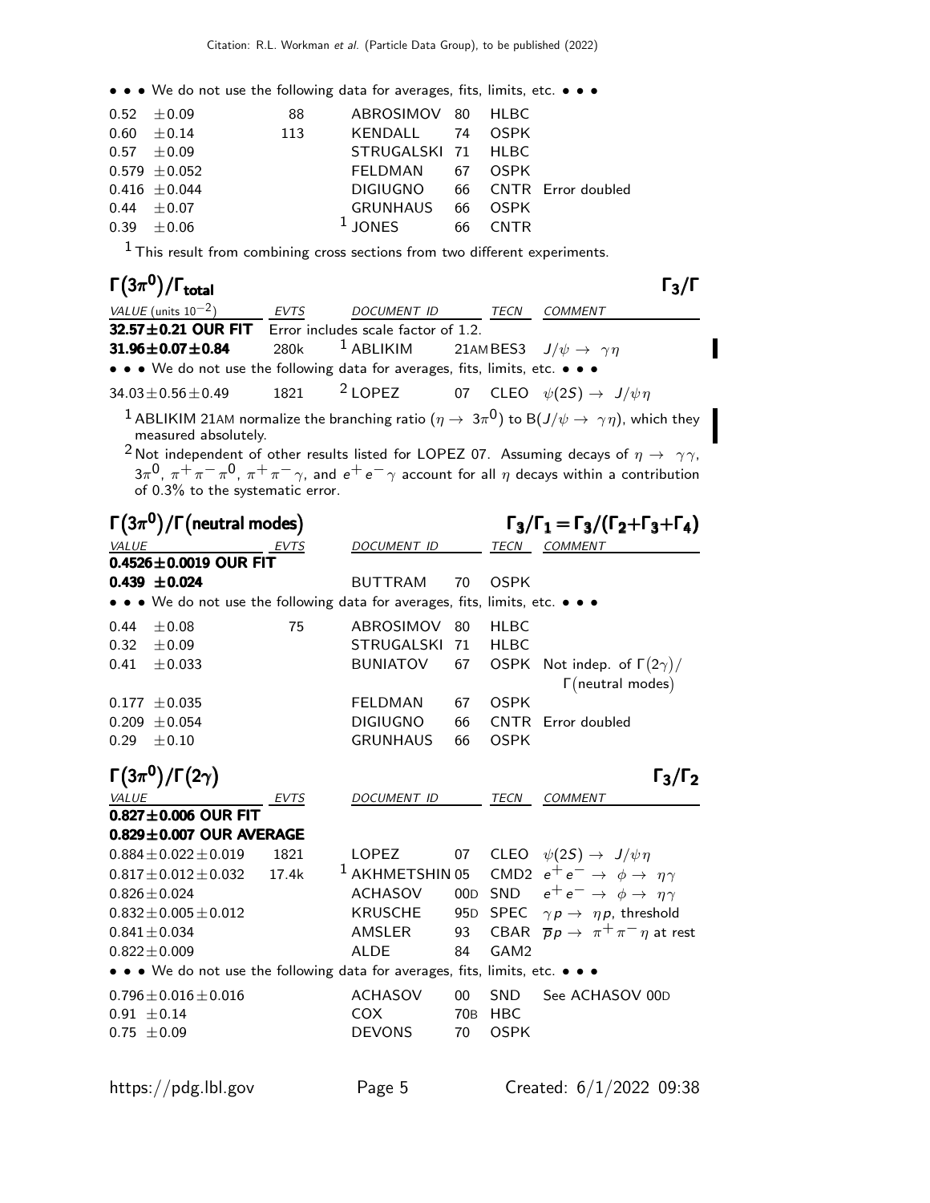• • • We do not use the following data for averages, fits, limits, etc. • • •

| VALUE | EVTS | DOCUMENT ID | | TECN | COMMENT |
|---|---|---|---|---|---|
| $0.52 \pm 0.09$ | 88 | ABROSIMOV | 80 | HLBC | |
| $0.60 \pm 0.14$ | 113 | KENDALL | 74 | OSPK | |
| $0.57 \pm 0.09$ | | STRUGALSKI | 71 | HLBC | |
| $0.579 \pm 0.052$ | | FELDMAN | 67 | OSPK | |
| $0.416 \pm 0.044$ | | DIGIUGNO | 66 | CNTR | Error doubled |
| $0.44 \pm 0.07$ | | GRUNHAUS | 66 | OSPK | |
| $0.39 \pm 0.06$ | | [1] JONES | 66 | CNTR | |

[1] This result from combining cross sections from two different experiments.

## $\Gamma(3\pi^0)/\Gamma_{\rm total}$ $\qquad\qquad$ $\Gamma_3/\Gamma$

| VALUE (units $10^{-2}$) | EVTS | DOCUMENT ID | | TECN | COMMENT |
|---|---|---|---|---|---|
| **32.57±0.21 OUR FIT** | Error includes scale factor of 1.2. | | | | |
| **31.96±0.07±0.84** | 280k | [1] ABLIKIM | 21AM | BES3 | $J/\psi \to \gamma\eta$ |
| • • • We do not use the following data for averages, fits, limits, etc. • • • | | | | | |
| $34.03 \pm 0.56 \pm 0.49$ | 1821 | [2] LOPEZ | 07 | CLEO | $\psi(2S) \to J/\psi\eta$ |

[1] ABLIKIM 21AM normalize the branching ratio ($\eta \to 3\pi^0$) to B($J/\psi \to \gamma\eta$), which they measured absolutely.

[2] Not independent of other results listed for LOPEZ 07. Assuming decays of $\eta \to \gamma\gamma$, $3\pi^0$, $\pi^+\pi^-\pi^0$, $\pi^+\pi^-\gamma$, and $e^+e^-\gamma$ account for all $\eta$ decays within a contribution of 0.3% to the systematic error.

## $\Gamma(3\pi^0)/\Gamma(\text{neutral modes})$ $\qquad\qquad$ $\Gamma_3/\Gamma_1 = \Gamma_3/(\Gamma_2+\Gamma_3+\Gamma_4)$

| VALUE | EVTS | DOCUMENT ID | | TECN | COMMENT |
|---|---|---|---|---|---|
| **0.4526±0.0019 OUR FIT** | | | | | |
| **0.439 ±0.024** | | BUTTRAM | 70 | OSPK | |
| • • • We do not use the following data for averages, fits, limits, etc. • • • | | | | | |
| $0.44 \pm 0.08$ | 75 | ABROSIMOV | 80 | HLBC | |
| $0.32 \pm 0.09$ | | STRUGALSKI | 71 | HLBC | |
| $0.41 \pm 0.033$ | | BUNIATOV | 67 | OSPK | Not indep. of $\Gamma(2\gamma)/\Gamma(\text{neutral modes})$ |
| $0.177 \pm 0.035$ | | FELDMAN | 67 | OSPK | |
| $0.209 \pm 0.054$ | | DIGIUGNO | 66 | CNTR | Error doubled |
| $0.29 \pm 0.10$ | | GRUNHAUS | 66 | OSPK | |

## $\Gamma(3\pi^0)/\Gamma(2\gamma)$ $\qquad\qquad$ $\Gamma_3/\Gamma_2$

| VALUE | EVTS | DOCUMENT ID | | TECN | COMMENT |
|---|---|---|---|---|---|
| **0.827±0.006 OUR FIT** | | | | | |
| **0.829±0.007 OUR AVERAGE** | | | | | |
| $0.884 \pm 0.022 \pm 0.019$ | 1821 | LOPEZ | 07 | CLEO | $\psi(2S) \to J/\psi\eta$ |
| $0.817 \pm 0.012 \pm 0.032$ | 17.4k | [1] AKHMETSHIN | 05 | CMD2 | $e^+e^- \to \phi \to \eta\gamma$ |
| $0.826 \pm 0.024$ | | ACHASOV | 00D | SND | $e^+e^- \to \phi \to \eta\gamma$ |
| $0.832 \pm 0.005 \pm 0.012$ | | KRUSCHE | 95D | SPEC | $\gamma p \to \eta p$, threshold |
| $0.841 \pm 0.034$ | | AMSLER | 93 | CBAR | $\overline{p}p \to \pi^+\pi^-\eta$ at rest |
| $0.822 \pm 0.009$ | | ALDE | 84 | GAM2 | |
| • • • We do not use the following data for averages, fits, limits, etc. • • • | | | | | |
| $0.796 \pm 0.016 \pm 0.016$ | | ACHASOV | 00 | SND | See ACHASOV 00D |
| $0.91 \pm 0.14$ | | COX | 70B | HBC | |
| $0.75 \pm 0.09$ | | DEVONS | 70 | OSPK | |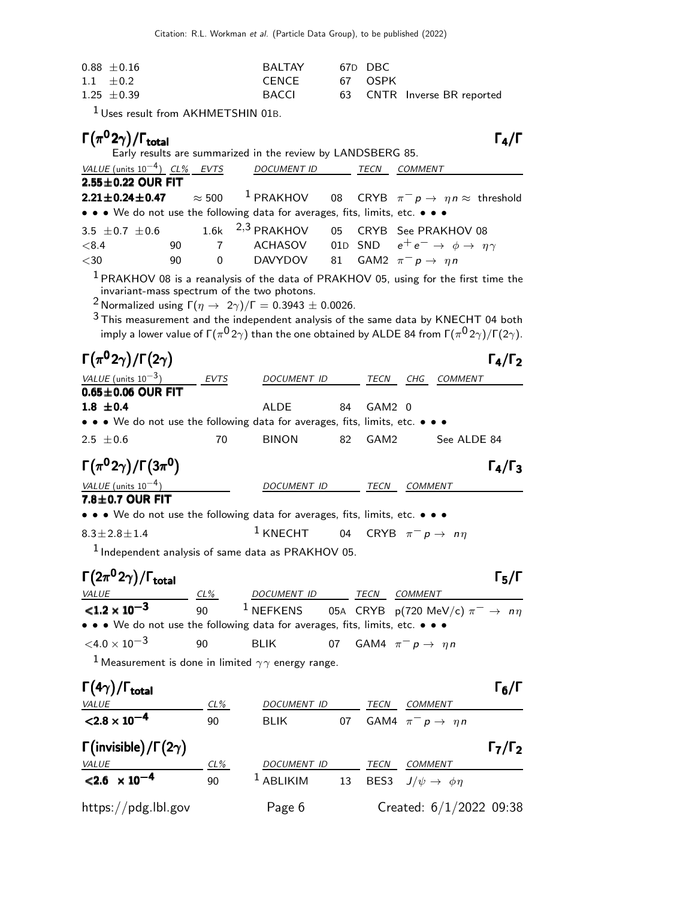| | | | |
|---|---|---|---|
| 0.88 ±0.16 | BALTAY | 67D | DBC |
| 1.1 ±0.2 | CENCE | 67 | OSPK |
| 1.25 ±0.39 | BACCI | 63 | CNTR Inverse BR reported |

[1] Uses result from AKHMETSHIN 01B.

## $\Gamma(\pi^0 2\gamma)/\Gamma_{\text{total}}$ — $\Gamma_4/\Gamma$

Early results are summarized in the review by LANDSBERG 85.

| VALUE (units $10^{-4}$) | CL% | EVTS | DOCUMENT ID | | TECN | COMMENT |
|---|---|---|---|---|---|---|
| **2.55±0.22 OUR FIT** | | | | | | |
| **2.21±0.24±0.47** | | ≈ 500 | [1] PRAKHOV | 08 | CRYB | $\pi^- p \rightarrow \eta n \approx$ threshold |
| • • • We do not use the following data for averages, fits, limits, etc. • • • | | | | | | |
| 3.5 ±0.7 ±0.6 | | 1.6k | [2,3] PRAKHOV | 05 | CRYB | See PRAKHOV 08 |
| <8.4 | 90 | 7 | ACHASOV | 01D | SND | $e^+ e^- \rightarrow \phi \rightarrow \eta\gamma$ |
| <30 | 90 | 0 | DAVYDOV | 81 | GAM2 | $\pi^- p \rightarrow \eta n$ |

[1] PRAKHOV 08 is a reanalysis of the data of PRAKHOV 05, using for the first time the invariant-mass spectrum of the two photons.

[2] Normalized using $\Gamma(\eta \rightarrow 2\gamma)/\Gamma = 0.3943 \pm 0.0026$.

[3] This measurement and the independent analysis of the same data by KNECHT 04 both imply a lower value of $\Gamma(\pi^0 2\gamma)$ than the one obtained by ALDE 84 from $\Gamma(\pi^0 2\gamma)/\Gamma(2\gamma)$.

## $\Gamma(\pi^0 2\gamma)/\Gamma(2\gamma)$ — $\Gamma_4/\Gamma_2$

| VALUE (units $10^{-3}$) | EVTS | DOCUMENT ID | | TECN | CHG | COMMENT |
|---|---|---|---|---|---|---|
| **0.65±0.06 OUR FIT** | | | | | | |
| **1.8 ±0.4** | | ALDE | 84 | GAM2 | 0 | |
| • • • We do not use the following data for averages, fits, limits, etc. • • • | | | | | | |
| 2.5 ±0.6 | 70 | BINON | 82 | GAM2 | | See ALDE 84 |

## $\Gamma(\pi^0 2\gamma)/\Gamma(3\pi^0)$ — $\Gamma_4/\Gamma_3$

| VALUE (units $10^{-4}$) | DOCUMENT ID | | TECN | COMMENT |
|---|---|---|---|---|
| **7.8±0.7 OUR FIT** | | | | |
| • • • We do not use the following data for averages, fits, limits, etc. • • • | | | | |
| 8.3±2.8±1.4 | [1] KNECHT | 04 | CRYB | $\pi^- p \rightarrow n\eta$ |

[1] Independent analysis of same data as PRAKHOV 05.

## $\Gamma(2\pi^0 2\gamma)/\Gamma_{\text{total}}$ — $\Gamma_5/\Gamma$

| VALUE | CL% | DOCUMENT ID | | TECN | COMMENT |
|---|---|---|---|---|---|
| **$<1.2 \times 10^{-3}$** | 90 | [1] NEFKENS | 05A | CRYB | p(720 MeV/c) $\pi^- \rightarrow n\eta$ |
| • • • We do not use the following data for averages, fits, limits, etc. • • • | | | | | |
| $<4.0 \times 10^{-3}$ | 90 | BLIK | 07 | GAM4 | $\pi^- p \rightarrow \eta n$ |

[1] Measurement is done in limited $\gamma\gamma$ energy range.

## $\Gamma(4\gamma)/\Gamma_{\text{total}}$ — $\Gamma_6/\Gamma$

| VALUE | CL% | DOCUMENT ID | | TECN | COMMENT |
|---|---|---|---|---|---|
| **$<2.8 \times 10^{-4}$** | 90 | BLIK | 07 | GAM4 | $\pi^- p \rightarrow \eta n$ |

## $\Gamma(\text{invisible})/\Gamma(2\gamma)$ — $\Gamma_7/\Gamma_2$

| VALUE | CL% | DOCUMENT ID | | TECN | COMMENT |
|---|---|---|---|---|---|
| **$<2.6 \times 10^{-4}$** | 90 | [1] ABLIKIM | 13 | BES3 | $J/\psi \rightarrow \phi\eta$ |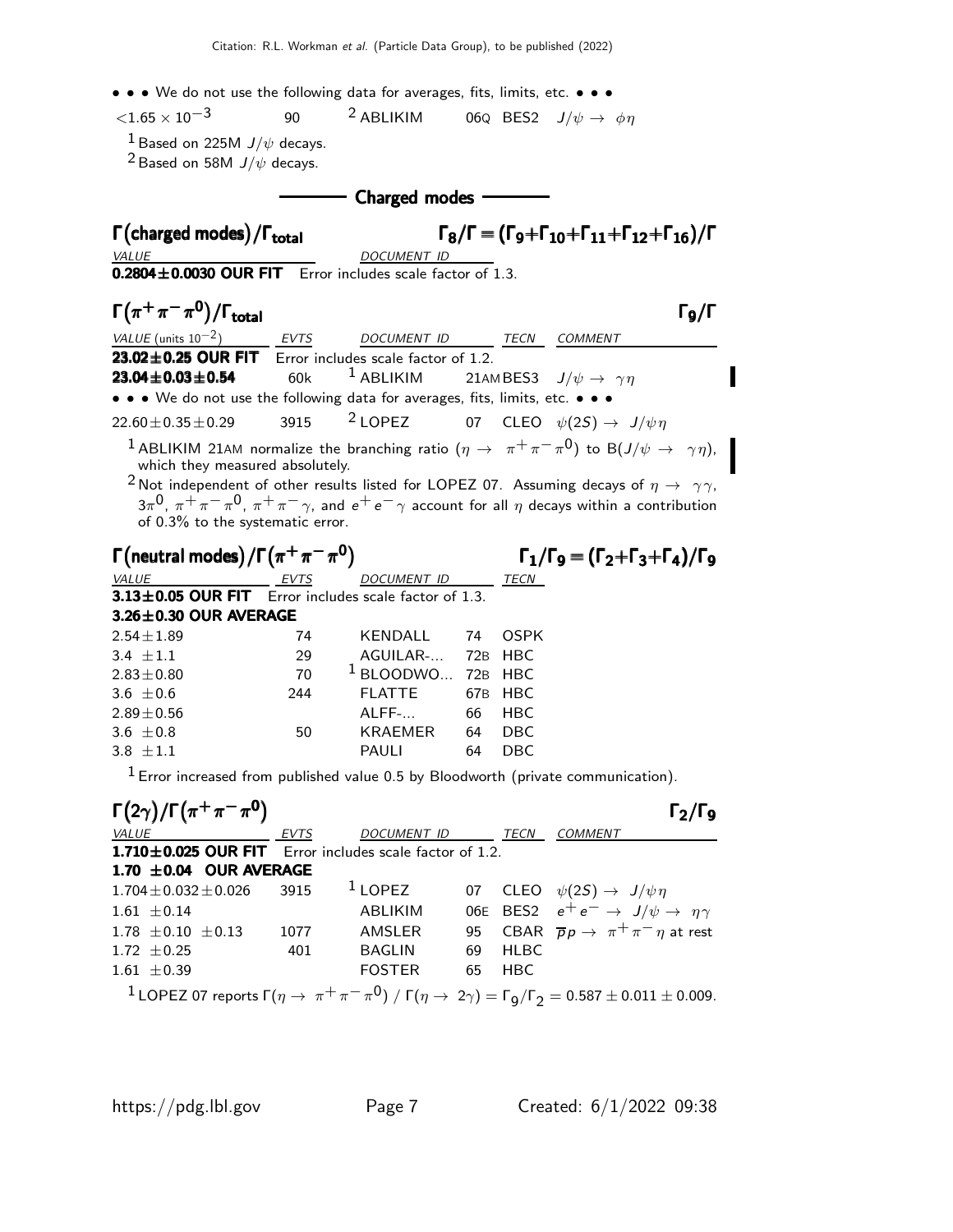• • • We do not use the following data for averages, fits, limits, etc. • • •

| | | | | |
|---|---|---|---|---|
| $<1.65 \times 10^{-3}$ | 90 | [2] ABLIKIM | 06Q BES2 | $J/\psi \rightarrow \phi\eta$ |

[1] Based on 225M $J/\psi$ decays.

[2] Based on 58M $J/\psi$ decays.

## Charged modes

### $\Gamma(\text{charged modes})/\Gamma_{\text{total}}$ $\quad\quad \Gamma_8/\Gamma = (\Gamma_9+\Gamma_{10}+\Gamma_{11}+\Gamma_{12}+\Gamma_{16})/\Gamma$

| *VALUE* | *DOCUMENT ID* |
|---|---|
| **0.2804±0.0030 OUR FIT** | Error includes scale factor of 1.3. |

### $\Gamma(\pi^+\pi^-\pi^0)/\Gamma_{\text{total}}$ $\quad\quad \Gamma_9/\Gamma$

| *VALUE* (units $10^{-2}$) | *EVTS* | *DOCUMENT ID* | *TECN* | *COMMENT* |
|---|---|---|---|---|
| **23.02±0.25 OUR FIT** | Error includes scale factor of 1.2. | | | |
| **23.04±0.03±0.54** | 60k | [1] ABLIKIM 21AM | BES3 | $J/\psi \rightarrow \gamma\eta$ |
| • • • We do not use the following data for averages, fits, limits, etc. • • • | | | | |
| 22.60±0.35±0.29 | 3915 | [2] LOPEZ 07 | CLEO | $\psi(2S) \rightarrow J/\psi\eta$ |

[1] ABLIKIM 21AM normalize the branching ratio ($\eta \rightarrow \pi^+\pi^-\pi^0$) to B($J/\psi \rightarrow \gamma\eta$), which they measured absolutely.

[2] Not independent of other results listed for LOPEZ 07. Assuming decays of $\eta \rightarrow \gamma\gamma$, $3\pi^0$, $\pi^+\pi^-\pi^0$, $\pi^+\pi^-\gamma$, and $e^+e^-\gamma$ account for all $\eta$ decays within a contribution of 0.3% to the systematic error.

### $\Gamma(\text{neutral modes})/\Gamma(\pi^+\pi^-\pi^0)$ $\quad\quad \Gamma_1/\Gamma_9 = (\Gamma_2+\Gamma_3+\Gamma_4)/\Gamma_9$

| *VALUE* | *EVTS* | *DOCUMENT ID* | *TECN* |
|---|---|---|---|
| **3.13±0.05 OUR FIT** | Error includes scale factor of 1.3. | | |
| **3.26±0.30 OUR AVERAGE** | | | |
| 2.54±1.89 | 74 | KENDALL 74 | OSPK |
| 3.4 ±1.1 | 29 | AGUILAR-... 72B | HBC |
| 2.83±0.80 | 70 | [1] BLOODWO... 72B | HBC |
| 3.6 ±0.6 | 244 | FLATTE 67B | HBC |
| 2.89±0.56 | | ALFF-... 66 | HBC |
| 3.6 ±0.8 | 50 | KRAEMER 64 | DBC |
| 3.8 ±1.1 | | PAULI 64 | DBC |

[1] Error increased from published value 0.5 by Bloodworth (private communication).

### $\Gamma(2\gamma)/\Gamma(\pi^+\pi^-\pi^0)$ $\quad\quad \Gamma_2/\Gamma_9$

| *VALUE* | *EVTS* | *DOCUMENT ID* | *TECN* | *COMMENT* |
|---|---|---|---|---|
| **1.710±0.025 OUR FIT** | Error includes scale factor of 1.2. | | | |
| **1.70 ±0.04 OUR AVERAGE** | | | | |
| 1.704±0.032±0.026 | 3915 | [1] LOPEZ 07 | CLEO | $\psi(2S) \rightarrow J/\psi\eta$ |
| 1.61 ±0.14 | | ABLIKIM 06E | BES2 | $e^+e^- \rightarrow J/\psi \rightarrow \eta\gamma$ |
| 1.78 ±0.10 ±0.13 | 1077 | AMSLER 95 | CBAR | $\overline{p}p \rightarrow \pi^+\pi^-\eta$ at rest |
| 1.72 ±0.25 | 401 | BAGLIN 69 | HLBC | |
| 1.61 ±0.39 | | FOSTER 65 | HBC | |

[1] LOPEZ 07 reports $\Gamma(\eta \rightarrow \pi^+\pi^-\pi^0) / \Gamma(\eta \rightarrow 2\gamma) = \Gamma_9/\Gamma_2 = 0.587 \pm 0.011 \pm 0.009$.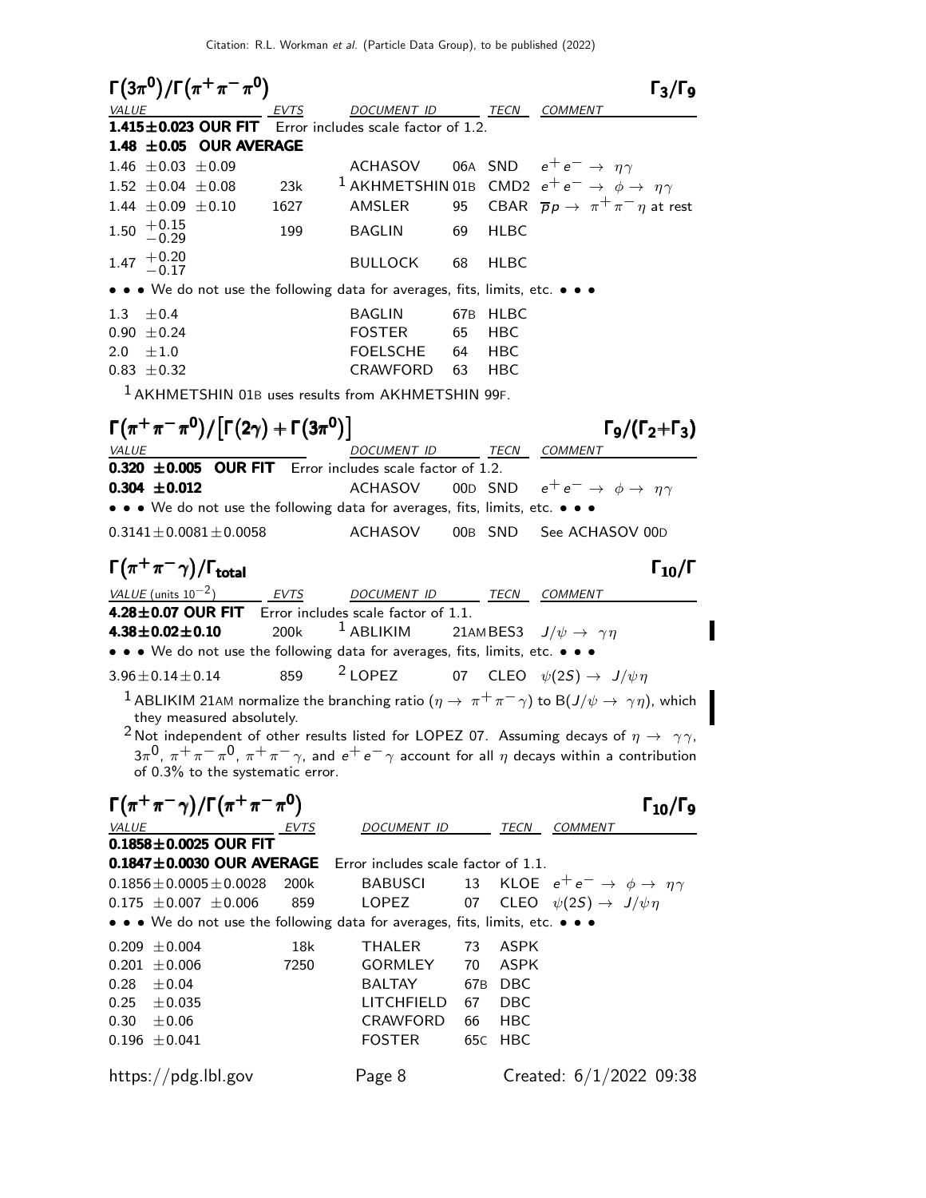## $\Gamma(3\pi^0)/\Gamma(\pi^+\pi^-\pi^0)$ — $\Gamma_3/\Gamma_9$

| VALUE | EVTS | DOCUMENT ID | | TECN | COMMENT |
|---|---|---|---|---|---|
| **1.415±0.023 OUR FIT** Error includes scale factor of 1.2. | | | | | |
| **1.48 ±0.05 OUR AVERAGE** | | | | | |
| 1.46 ±0.03 ±0.09 | | ACHASOV | 06A | SND | $e^+e^- \rightarrow \eta\gamma$ |
| 1.52 ±0.04 ±0.08 | 23k | [1] AKHMETSHIN | 01B | CMD2 | $e^+e^- \rightarrow \phi \rightarrow \eta\gamma$ |
| 1.44 ±0.09 ±0.10 | 1627 | AMSLER | 95 | CBAR | $\overline{p}p \rightarrow \pi^+\pi^-\eta$ at rest |
| 1.50 $^{+0.15}_{-0.29}$ | 199 | BAGLIN | 69 | HLBC | |
| 1.47 $^{+0.20}_{-0.17}$ | | BULLOCK | 68 | HLBC | |
| • • • We do not use the following data for averages, fits, limits, etc. • • • | | | | | |
| 1.3 ±0.4 | | BAGLIN | 67B | HLBC | |
| 0.90 ±0.24 | | FOSTER | 65 | HBC | |
| 2.0 ±1.0 | | FOELSCHE | 64 | HBC | |
| 0.83 ±0.32 | | CRAWFORD | 63 | HBC | |

[1] AKHMETSHIN 01B uses results from AKHMETSHIN 99F.

## $\Gamma(\pi^+\pi^-\pi^0)/[\Gamma(2\gamma)+\Gamma(3\pi^0)]$ — $\Gamma_9/(\Gamma_2+\Gamma_3)$

| VALUE | DOCUMENT ID | | TECN | COMMENT |
|---|---|---|---|---|
| **0.320 ±0.005 OUR FIT** Error includes scale factor of 1.2. | | | | |
| **0.304 ±0.012** | ACHASOV | 00D | SND | $e^+e^- \rightarrow \phi \rightarrow \eta\gamma$ |
| • • • We do not use the following data for averages, fits, limits, etc. • • • | | | | |
| 0.3141±0.0081±0.0058 | ACHASOV | 00B | SND | See ACHASOV 00D |

## $\Gamma(\pi^+\pi^-\gamma)/\Gamma_{\text{total}}$ — $\Gamma_{10}/\Gamma$

| VALUE (units $10^{-2}$) | EVTS | DOCUMENT ID | | TECN | COMMENT |
|---|---|---|---|---|---|
| **4.28±0.07 OUR FIT** Error includes scale factor of 1.1. | | | | | |
| **4.38±0.02±0.10** | 200k | [1] ABLIKIM | 21AM | BES3 | $J/\psi \rightarrow \gamma\eta$ |
| • • • We do not use the following data for averages, fits, limits, etc. • • • | | | | | |
| 3.96±0.14±0.14 | 859 | [2] LOPEZ | 07 | CLEO | $\psi(2S) \rightarrow J/\psi\eta$ |

[1] ABLIKIM 21AM normalize the branching ratio ($\eta \rightarrow \pi^+\pi^-\gamma$) to B($J/\psi \rightarrow \gamma\eta$), which they measured absolutely.

[2] Not independent of other results listed for LOPEZ 07. Assuming decays of $\eta \rightarrow \gamma\gamma$, $3\pi^0$, $\pi^+\pi^-\pi^0$, $\pi^+\pi^-\gamma$, and $e^+e^-\gamma$ account for all $\eta$ decays within a contribution of 0.3% to the systematic error.

## $\Gamma(\pi^+\pi^-\gamma)/\Gamma(\pi^+\pi^-\pi^0)$ — $\Gamma_{10}/\Gamma_9$

| VALUE | EVTS | DOCUMENT ID | | TECN | COMMENT |
|---|---|---|---|---|---|
| **0.1858±0.0025 OUR FIT** | | | | | |
| **0.1847±0.0030 OUR AVERAGE** Error includes scale factor of 1.1. | | | | | |
| 0.1856±0.0005±0.0028 | 200k | BABUSCI | 13 | KLOE | $e^+e^- \rightarrow \phi \rightarrow \eta\gamma$ |
| 0.175 ±0.007 ±0.006 | 859 | LOPEZ | 07 | CLEO | $\psi(2S) \rightarrow J/\psi\eta$ |
| • • • We do not use the following data for averages, fits, limits, etc. • • • | | | | | |
| 0.209 ±0.004 | 18k | THALER | 73 | ASPK | |
| 0.201 ±0.006 | 7250 | GORMLEY | 70 | ASPK | |
| 0.28 ±0.04 | | BALTAY | 67B | DBC | |
| 0.25 ±0.035 | | LITCHFIELD | 67 | DBC | |
| 0.30 ±0.06 | | CRAWFORD | 66 | HBC | |
| 0.196 ±0.041 | | FOSTER | 65C | HBC | |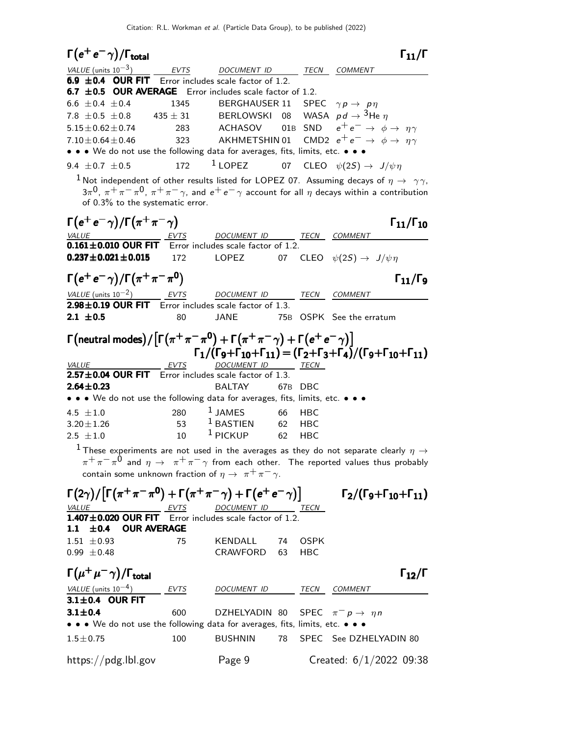### $\Gamma(e^+e^-\gamma)/\Gamma_{\text{total}}$ $\Gamma_{11}/\Gamma$

| VALUE (units $10^{-3}$) | EVTS | DOCUMENT ID | | TECN | COMMENT |
|---|---|---|---|---|---|
| **6.9 ±0.4 OUR FIT** Error includes scale factor of 1.2. | | | | | |
| **6.7 ±0.5 OUR AVERAGE** Error includes scale factor of 1.2. | | | | | |
| 6.6 ±0.4 ±0.4 | 1345 | BERGHAUSER | 11 | SPEC | $\gamma p \to p\eta$ |
| 7.8 ±0.5 ±0.8 | 435 ± 31 | BERLOWSKI | 08 | WASA | $pd \to {}^3\text{He}\,\eta$ |
| 5.15±0.62±0.74 | 283 | ACHASOV | 01B | SND | $e^+e^- \to \phi \to \eta\gamma$ |
| 7.10±0.64±0.46 | 323 | AKHMETSHIN | 01 | CMD2 | $e^+e^- \to \phi \to \eta\gamma$ |
| • • • We do not use the following data for averages, fits, limits, etc. • • • | | | | | |
| 9.4 ±0.7 ±0.5 | 172 | [1] LOPEZ | 07 | CLEO | $\psi(2S) \to J/\psi\eta$ |

[1] Not independent of other results listed for LOPEZ 07. Assuming decays of $\eta \to \gamma\gamma$, $3\pi^0$, $\pi^+\pi^-\pi^0$, $\pi^+\pi^-\gamma$, and $e^+e^-\gamma$ account for all $\eta$ decays within a contribution of 0.3% to the systematic error.

### $\Gamma(e^+e^-\gamma)/\Gamma(\pi^+\pi^-\gamma)$ $\Gamma_{11}/\Gamma_{10}$

| VALUE | EVTS | DOCUMENT ID | | TECN | COMMENT |
|---|---|---|---|---|---|
| **0.161±0.010 OUR FIT** Error includes scale factor of 1.2. | | | | | |
| **0.237±0.021±0.015** | 172 | LOPEZ | 07 | CLEO | $\psi(2S) \to J/\psi\eta$ |

### $\Gamma(e^+e^-\gamma)/\Gamma(\pi^+\pi^-\pi^0)$ $\Gamma_{11}/\Gamma_9$

| VALUE (units $10^{-2}$) | EVTS | DOCUMENT ID | | TECN | COMMENT |
|---|---|---|---|---|---|
| **2.98±0.19 OUR FIT** Error includes scale factor of 1.3. | | | | | |
| **2.1 ±0.5** | 80 | JANE | 75B | OSPK | See the erratum |

### $\Gamma(\text{neutral modes})/\left[\Gamma(\pi^+\pi^-\pi^0)+\Gamma(\pi^+\pi^-\gamma)+\Gamma(e^+e^-\gamma)\right]$ $\Gamma_1/(\Gamma_9+\Gamma_{10}+\Gamma_{11}) = (\Gamma_2+\Gamma_3+\Gamma_4)/(\Gamma_9+\Gamma_{10}+\Gamma_{11})$

| VALUE | EVTS | DOCUMENT ID | | TECN |
|---|---|---|---|---|
| **2.57±0.04 OUR FIT** Error includes scale factor of 1.3. | | | | |
| **2.64±0.23** | | BALTAY | 67B | DBC |
| • • • We do not use the following data for averages, fits, limits, etc. • • • | | | | |
| 4.5 ±1.0 | 280 | [1] JAMES | 66 | HBC |
| 3.20±1.26 | 53 | [1] BASTIEN | 62 | HBC |
| 2.5 ±1.0 | 10 | [1] PICKUP | 62 | HBC |

[1] These experiments are not used in the averages as they do not separate clearly $\eta \to \pi^+\pi^-\pi^0$ and $\eta \to \pi^+\pi^-\gamma$ from each other. The reported values thus probably contain some unknown fraction of $\eta \to \pi^+\pi^-\gamma$.

### $\Gamma(2\gamma)/\left[\Gamma(\pi^+\pi^-\pi^0)+\Gamma(\pi^+\pi^-\gamma)+\Gamma(e^+e^-\gamma)\right]$ $\Gamma_2/(\Gamma_9+\Gamma_{10}+\Gamma_{11})$

| VALUE | EVTS | DOCUMENT ID | | TECN |
|---|---|---|---|---|
| **1.407±0.020 OUR FIT** Error includes scale factor of 1.2. | | | | |
| **1.1 ±0.4 OUR AVERAGE** | | | | |
| 1.51 ±0.93 | 75 | KENDALL | 74 | OSPK |
| 0.99 ±0.48 | | CRAWFORD | 63 | HBC |

### $\Gamma(\mu^+\mu^-\gamma)/\Gamma_{\text{total}}$ $\Gamma_{12}/\Gamma$

| VALUE (units $10^{-4}$) | EVTS | DOCUMENT ID | | TECN | COMMENT |
|---|---|---|---|---|---|
| **3.1±0.4 OUR FIT** | | | | | |
| **3.1±0.4** | 600 | DZHELYADIN | 80 | SPEC | $\pi^-p \to \eta n$ |
| • • • We do not use the following data for averages, fits, limits, etc. • • • | | | | | |
| 1.5±0.75 | 100 | BUSHNIN | 78 | SPEC | See DZHELYADIN 80 |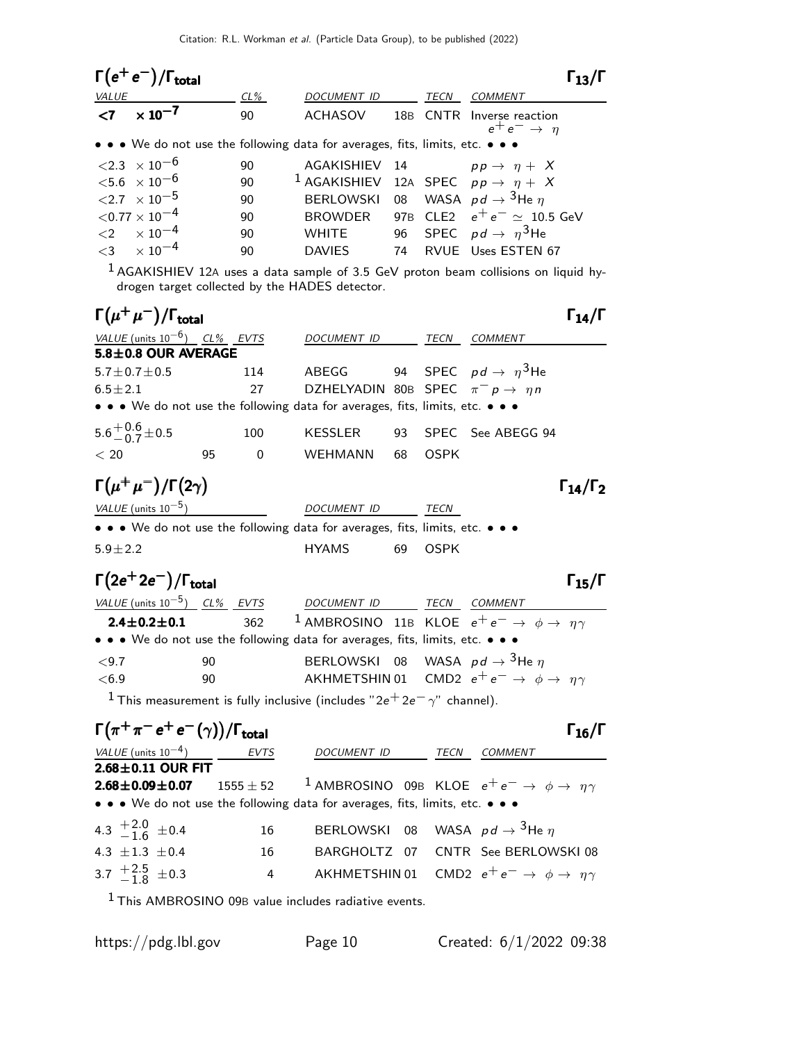## $\Gamma(e^+e^-)/\Gamma_{\rm total}$ $\qquad\Gamma_{13}/\Gamma$

| VALUE | CL% | DOCUMENT ID | | TECN | COMMENT |
|---|---|---|---|---|---|
| **<7 × 10$^{-7}$** | 90 | ACHASOV | 18B | CNTR | Inverse reaction $e^+e^- \rightarrow \eta$ |
| • • • We do not use the following data for averages, fits, limits, etc. • • • | | | | | |
| <2.3 × 10$^{-6}$ | 90 | AGAKISHIEV | 14 | | $pp \rightarrow \eta + X$ |
| <5.6 × 10$^{-6}$ | 90 | [1] AGAKISHIEV | 12A | SPEC | $pp \rightarrow \eta + X$ |
| <2.7 × 10$^{-5}$ | 90 | BERLOWSKI | 08 | WASA | $pd \rightarrow {}^3\text{He}\,\eta$ |
| <0.77 × 10$^{-4}$ | 90 | BROWDER | 97B | CLE2 | $e^+e^- \simeq$ 10.5 GeV |
| <2 × 10$^{-4}$ | 90 | WHITE | 96 | SPEC | $pd \rightarrow \eta{}^3\text{He}$ |
| <3 × 10$^{-4}$ | 90 | DAVIES | 74 | RVUE | Uses ESTEN 67 |

[1] AGAKISHIEV 12A uses a data sample of 3.5 GeV proton beam collisions on liquid hydrogen target collected by the HADES detector.

## $\Gamma(\mu^+\mu^-)/\Gamma_{\rm total}$ $\qquad\Gamma_{14}/\Gamma$

| VALUE (units $10^{-6}$) | CL% | EVTS | DOCUMENT ID | | TECN | COMMENT |
|---|---|---|---|---|---|---|
| **5.8±0.8 OUR AVERAGE** | | | | | | |
| 5.7±0.7±0.5 | | 114 | ABEGG | 94 | SPEC | $pd \rightarrow \eta{}^3\text{He}$ |
| 6.5±2.1 | | 27 | DZHELYADIN | 80B | SPEC | $\pi^- p \rightarrow \eta n$ |
| • • • We do not use the following data for averages, fits, limits, etc. • • • | | | | | | |
| $5.6^{+0.6}_{-0.7}\pm0.5$ | | 100 | KESSLER | 93 | SPEC | See ABEGG 94 |
| < 20 | 95 | 0 | WEHMANN | 68 | OSPK | |

## $\Gamma(\mu^+\mu^-)/\Gamma(2\gamma)$ $\qquad\Gamma_{14}/\Gamma_2$

| VALUE (units $10^{-5}$) | DOCUMENT ID | | TECN |
|---|---|---|---|
| • • • We do not use the following data for averages, fits, limits, etc. • • • | | | |
| 5.9±2.2 | HYAMS | 69 | OSPK |

## $\Gamma(2e^+2e^-)/\Gamma_{\rm total}$ $\qquad\Gamma_{15}/\Gamma$

| VALUE (units $10^{-5}$) | CL% | EVTS | DOCUMENT ID | | TECN | COMMENT |
|---|---|---|---|---|---|---|
| **2.4±0.2±0.1** | | 362 | [1] AMBROSINO | 11B | KLOE | $e^+e^- \rightarrow \phi \rightarrow \eta\gamma$ |
| • • • We do not use the following data for averages, fits, limits, etc. • • • | | | | | | |
| <9.7 | 90 | | BERLOWSKI | 08 | WASA | $pd \rightarrow {}^3\text{He}\,\eta$ |
| <6.9 | 90 | | AKHMETSHIN | 01 | CMD2 | $e^+e^- \rightarrow \phi \rightarrow \eta\gamma$ |

[1] This measurement is fully inclusive (includes "$2e^+2e^-\gamma$" channel).

## $\Gamma(\pi^+\pi^-e^+e^-(\gamma))/\Gamma_{\rm total}$ $\qquad\Gamma_{16}/\Gamma$

| VALUE (units $10^{-4}$) | EVTS | DOCUMENT ID | | TECN | COMMENT |
|---|---|---|---|---|---|
| **2.68±0.11 OUR FIT** | | | | | |
| **2.68±0.09±0.07** | 1555 ± 52 | [1] AMBROSINO | 09B | KLOE | $e^+e^- \rightarrow \phi \rightarrow \eta\gamma$ |
| • • • We do not use the following data for averages, fits, limits, etc. • • • | | | | | |
| $4.3^{+2.0}_{-1.6}\pm0.4$ | 16 | BERLOWSKI | 08 | WASA | $pd \rightarrow {}^3\text{He}\,\eta$ |
| 4.3 ±1.3 ±0.4 | 16 | BARGHOLTZ | 07 | CNTR | See BERLOWSKI 08 |
| $3.7^{+2.5}_{-1.8}\pm0.3$ | 4 | AKHMETSHIN | 01 | CMD2 | $e^+e^- \rightarrow \phi \rightarrow \eta\gamma$ |

[1] This AMBROSINO 09B value includes radiative events.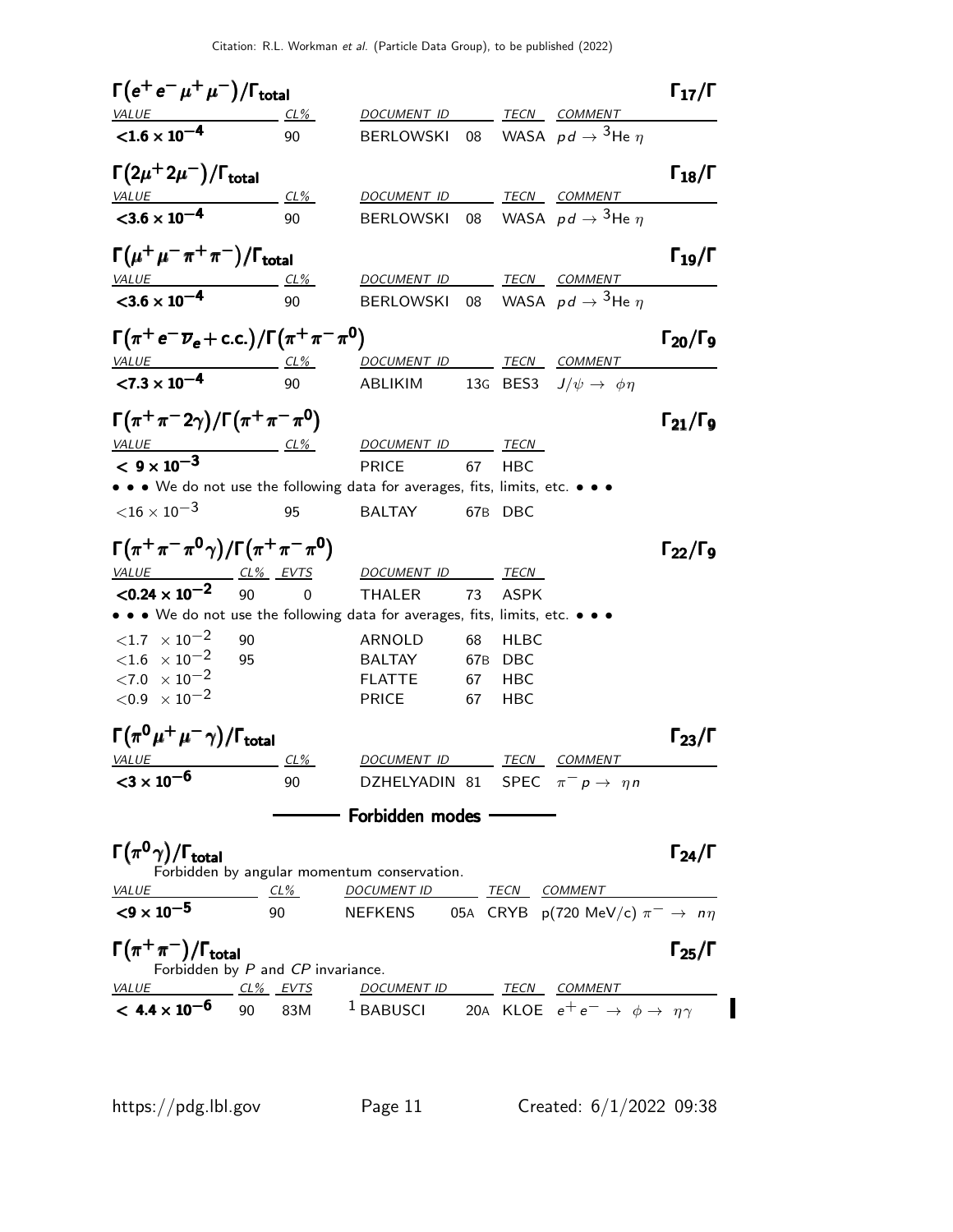### $\Gamma(e^+e^-\mu^+\mu^-)/\Gamma_{\text{total}}$ $\Gamma_{17}/\Gamma$

| VALUE | CL% | DOCUMENT ID | | TECN | COMMENT |
|---|---|---|---|---|---|
| $<1.6 \times 10^{-4}$ | 90 | BERLOWSKI | 08 | WASA | $pd \to {}^3\text{He}\,\eta$ |

### $\Gamma(2\mu^+2\mu^-)/\Gamma_{\text{total}}$ $\Gamma_{18}/\Gamma$

| VALUE | CL% | DOCUMENT ID | | TECN | COMMENT |
|---|---|---|---|---|---|
| $<3.6 \times 10^{-4}$ | 90 | BERLOWSKI | 08 | WASA | $pd \to {}^3\text{He}\,\eta$ |

### $\Gamma(\mu^+\mu^-\pi^+\pi^-)/\Gamma_{\text{total}}$ $\Gamma_{19}/\Gamma$

| VALUE | CL% | DOCUMENT ID | | TECN | COMMENT |
|---|---|---|---|---|---|
| $<3.6 \times 10^{-4}$ | 90 | BERLOWSKI | 08 | WASA | $pd \to {}^3\text{He}\,\eta$ |

### $\Gamma(\pi^+e^-\overline{\nu}_e + \text{c.c.})/\Gamma(\pi^+\pi^-\pi^0)$ $\Gamma_{20}/\Gamma_9$

| VALUE | CL% | DOCUMENT ID | | TECN | COMMENT |
|---|---|---|---|---|---|
| $<7.3 \times 10^{-4}$ | 90 | ABLIKIM | 13G | BES3 | $J/\psi \to \phi\eta$ |

### $\Gamma(\pi^+\pi^-2\gamma)/\Gamma(\pi^+\pi^-\pi^0)$ $\Gamma_{21}/\Gamma_9$

| VALUE | CL% | DOCUMENT ID | | TECN |
|---|---|---|---|---|
| $<9 \times 10^{-3}$ | | PRICE | 67 | HBC |
| • • • We do not use the following data for averages, fits, limits, etc. • • • | | | | |
| $<16 \times 10^{-3}$ | 95 | BALTAY | 67B | DBC |

### $\Gamma(\pi^+\pi^-\pi^0\gamma)/\Gamma(\pi^+\pi^-\pi^0)$ $\Gamma_{22}/\Gamma_9$

| VALUE | CL% | EVTS | DOCUMENT ID | | TECN |
|---|---|---|---|---|---|
| $<0.24 \times 10^{-2}$ | 90 | 0 | THALER | 73 | ASPK |
| • • • We do not use the following data for averages, fits, limits, etc. • • • | | | | | |
| $<1.7 \times 10^{-2}$ | 90 | | ARNOLD | 68 | HLBC |
| $<1.6 \times 10^{-2}$ | 95 | | BALTAY | 67B | DBC |
| $<7.0 \times 10^{-2}$ | | | FLATTE | 67 | HBC |
| $<0.9 \times 10^{-2}$ | | | PRICE | 67 | HBC |

### $\Gamma(\pi^0\mu^+\mu^-\gamma)/\Gamma_{\text{total}}$ $\Gamma_{23}/\Gamma$

| VALUE | CL% | DOCUMENT ID | | TECN | COMMENT |
|---|---|---|---|---|---|
| $<3 \times 10^{-6}$ | 90 | DZHELYADIN | 81 | SPEC | $\pi^-p \to \eta n$ |

## Forbidden modes

### $\Gamma(\pi^0\gamma)/\Gamma_{\text{total}}$ $\Gamma_{24}/\Gamma$

Forbidden by angular momentum conservation.

| VALUE | CL% | DOCUMENT ID | | TECN | COMMENT |
|---|---|---|---|---|---|
| $<9 \times 10^{-5}$ | 90 | NEFKENS | 05A | CRYB | p(720 MeV/c) $\pi^- \to n\eta$ |

### $\Gamma(\pi^+\pi^-)/\Gamma_{\text{total}}$ $\Gamma_{25}/\Gamma$

Forbidden by $P$ and $CP$ invariance.

| VALUE | CL% | EVTS | DOCUMENT ID | | TECN | COMMENT |
|---|---|---|---|---|---|---|
| $<4.4 \times 10^{-6}$ | 90 | 83M | [1] BABUSCI | 20A | KLOE | $e^+e^- \to \phi \to \eta\gamma$ |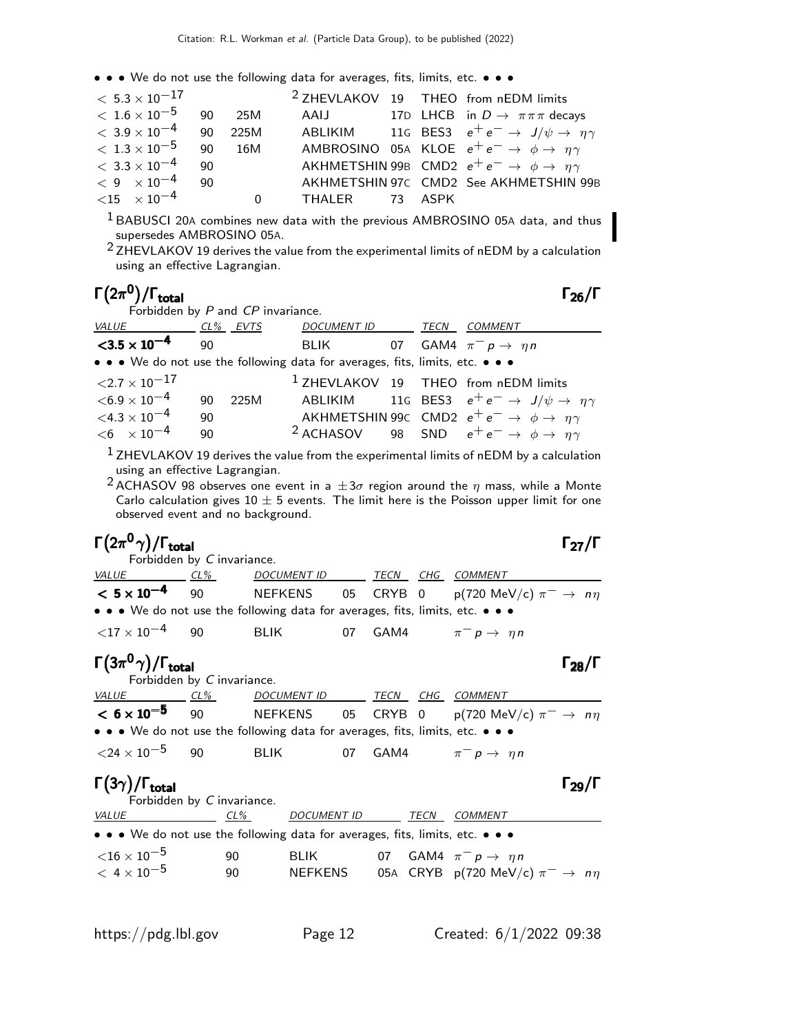• • • We do not use the following data for averages, fits, limits, etc. • • •

| VALUE | CL% | EVTS | DOCUMENT ID | | TECN | COMMENT |
|---|---|---|---|---|---|---|
| $< 5.3 \times 10^{-17}$ | | | [2] ZHEVLAKOV | 19 | THEO | from nEDM limits |
| $< 1.6 \times 10^{-5}$ | 90 | 25M | AAIJ | 17D | LHCB | in $D \to \pi\pi\pi$ decays |
| $< 3.9 \times 10^{-4}$ | 90 | 225M | ABLIKIM | 11G | BES3 | $e^+e^- \to J/\psi \to \eta\gamma$ |
| $< 1.3 \times 10^{-5}$ | 90 | 16M | AMBROSINO | 05A | KLOE | $e^+e^- \to \phi \to \eta\gamma$ |
| $< 3.3 \times 10^{-4}$ | 90 | | AKHMETSHIN | 99B | CMD2 | $e^+e^- \to \phi \to \eta\gamma$ |
| $< 9 \times 10^{-4}$ | 90 | | AKHMETSHIN | 97C | CMD2 | See AKHMETSHIN 99B |
| $<15 \times 10^{-4}$ | | 0 | THALER | 73 | ASPK | |

[1] BABUSCI 20A combines new data with the previous AMBROSINO 05A data, and thus supersedes AMBROSINO 05A.

[2] ZHEVLAKOV 19 derives the value from the experimental limits of nEDM by a calculation using an effective Lagrangian.

## $\Gamma(2\pi^0)/\Gamma_{\text{total}}$ $\qquad\Gamma_{26}/\Gamma$

Forbidden by $P$ and $CP$ invariance.

| VALUE | CL% | EVTS | DOCUMENT ID | | TECN | COMMENT |
|---|---|---|---|---|---|---|
| **$<3.5 \times 10^{-4}$** | 90 | | BLIK | 07 | GAM4 | $\pi^- p \to \eta n$ |
| • • • We do not use the following data for averages, fits, limits, etc. • • • | | | | | | |
| $<2.7 \times 10^{-17}$ | | | [1] ZHEVLAKOV | 19 | THEO | from nEDM limits |
| $<6.9 \times 10^{-4}$ | 90 | 225M | ABLIKIM | 11G | BES3 | $e^+e^- \to J/\psi \to \eta\gamma$ |
| $<4.3 \times 10^{-4}$ | 90 | | AKHMETSHIN | 99C | CMD2 | $e^+e^- \to \phi \to \eta\gamma$ |
| $<6 \times 10^{-4}$ | 90 | | [2] ACHASOV | 98 | SND | $e^+e^- \to \phi \to \eta\gamma$ |

[1] ZHEVLAKOV 19 derives the value from the experimental limits of nEDM by a calculation using an effective Lagrangian.

[2] ACHASOV 98 observes one event in a $\pm 3\sigma$ region around the $\eta$ mass, while a Monte Carlo calculation gives $10 \pm 5$ events. The limit here is the Poisson upper limit for one observed event and no background.

## $\Gamma(2\pi^0\gamma)/\Gamma_{\text{total}}$ $\qquad\Gamma_{27}/\Gamma$

Forbidden by $C$ invariance.

| VALUE | CL% | DOCUMENT ID | | TECN | CHG | COMMENT |
|---|---|---|---|---|---|---|
| **$< 5 \times 10^{-4}$** | 90 | NEFKENS | 05 | CRYB | 0 | p(720 MeV/c) $\pi^- \to n\eta$ |
| • • • We do not use the following data for averages, fits, limits, etc. • • • | | | | | | |
| $<17 \times 10^{-4}$ | 90 | BLIK | 07 | GAM4 | | $\pi^- p \to \eta n$ |

## $\Gamma(3\pi^0\gamma)/\Gamma_{\text{total}}$ $\qquad\Gamma_{28}/\Gamma$

Forbidden by $C$ invariance.

| VALUE | CL% | DOCUMENT ID | | TECN | CHG | COMMENT |
|---|---|---|---|---|---|---|
| **$< 6 \times 10^{-5}$** | 90 | NEFKENS | 05 | CRYB | 0 | p(720 MeV/c) $\pi^- \to n\eta$ |
| • • • We do not use the following data for averages, fits, limits, etc. • • • | | | | | | |
| $<24 \times 10^{-5}$ | 90 | BLIK | 07 | GAM4 | | $\pi^- p \to \eta n$ |

## $\Gamma(3\gamma)/\Gamma_{\text{total}}$ $\qquad\Gamma_{29}/\Gamma$

Forbidden by $C$ invariance.

| VALUE | CL% | DOCUMENT ID | | TECN | COMMENT |
|---|---|---|---|---|---|
| • • • We do not use the following data for averages, fits, limits, etc. • • • | | | | | |
| $<16 \times 10^{-5}$ | 90 | BLIK | 07 | GAM4 | $\pi^- p \to \eta n$ |
| $< 4 \times 10^{-5}$ | 90 | NEFKENS | 05A | CRYB | p(720 MeV/c) $\pi^- \to n\eta$ |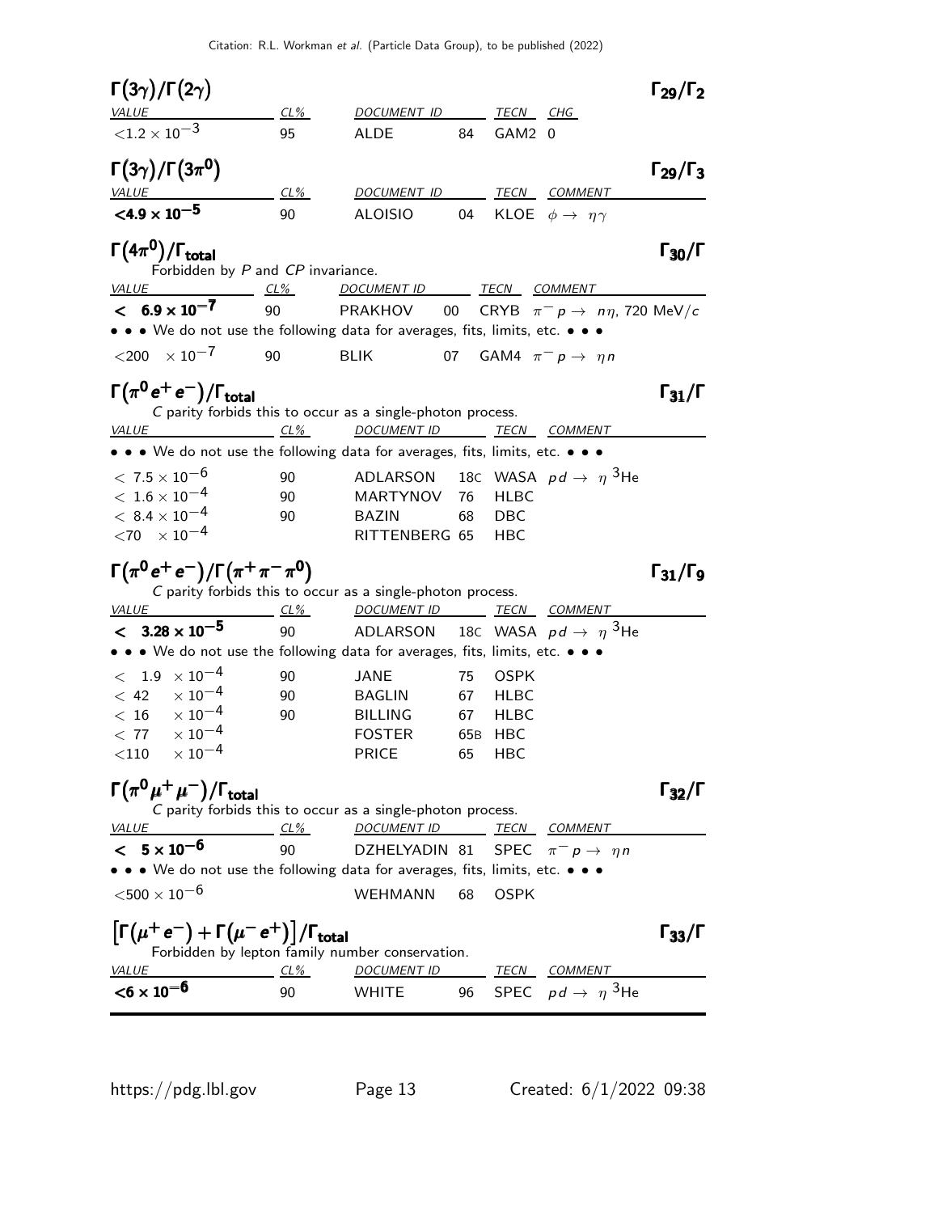### $\Gamma(3\gamma)/\Gamma(2\gamma)$ — $\Gamma_{29}/\Gamma_2$

| VALUE | CL% | DOCUMENT ID | | TECN | CHG |
|---|---|---|---|---|---|
| $<1.2 \times 10^{-3}$ | 95 | ALDE | 84 | GAM2 | 0 |

### $\Gamma(3\gamma)/\Gamma(3\pi^0)$ — $\Gamma_{29}/\Gamma_3$

| VALUE | CL% | DOCUMENT ID | | TECN | COMMENT |
|---|---|---|---|---|---|
| **$<4.9 \times 10^{-5}$** | 90 | ALOISIO | 04 | KLOE | $\phi \to \eta\gamma$ |

### $\Gamma(4\pi^0)/\Gamma_{\text{total}}$ — $\Gamma_{30}/\Gamma$

Forbidden by $P$ and $CP$ invariance.

| VALUE | CL% | DOCUMENT ID | | TECN | COMMENT |
|---|---|---|---|---|---|
| **$< 6.9 \times 10^{-7}$** | 90 | PRAKHOV | 00 | CRYB | $\pi^- p \to n\eta$, 720 MeV/$c$ |
| • • • We do not use the following data for averages, fits, limits, etc. • • • | | | | | |
| $<200 \times 10^{-7}$ | 90 | BLIK | 07 | GAM4 | $\pi^- p \to \eta n$ |

### $\Gamma(\pi^0 e^+ e^-)/\Gamma_{\text{total}}$ — $\Gamma_{31}/\Gamma$

$C$ parity forbids this to occur as a single-photon process.

| VALUE | CL% | DOCUMENT ID | | TECN | COMMENT |
|---|---|---|---|---|---|
| • • • We do not use the following data for averages, fits, limits, etc. • • • | | | | | |
| $< 7.5 \times 10^{-6}$ | 90 | ADLARSON | 18C | WASA | $pd \to \eta\, ^3$He |
| $< 1.6 \times 10^{-4}$ | 90 | MARTYNOV | 76 | HLBC | |
| $< 8.4 \times 10^{-4}$ | 90 | BAZIN | 68 | DBC | |
| $<70 \times 10^{-4}$ | | RITTENBERG | 65 | HBC | |

### $\Gamma(\pi^0 e^+ e^-)/\Gamma(\pi^+\pi^-\pi^0)$ — $\Gamma_{31}/\Gamma_9$

$C$ parity forbids this to occur as a single-photon process.

| VALUE | CL% | DOCUMENT ID | | TECN | COMMENT |
|---|---|---|---|---|---|
| **$< 3.28 \times 10^{-5}$** | 90 | ADLARSON | 18C | WASA | $pd \to \eta\, ^3$He |
| • • • We do not use the following data for averages, fits, limits, etc. • • • | | | | | |
| $< 1.9 \times 10^{-4}$ | 90 | JANE | 75 | OSPK | |
| $< 42 \times 10^{-4}$ | 90 | BAGLIN | 67 | HLBC | |
| $< 16 \times 10^{-4}$ | 90 | BILLING | 67 | HLBC | |
| $< 77 \times 10^{-4}$ | | FOSTER | 65B | HBC | |
| $<110 \times 10^{-4}$ | | PRICE | 65 | HBC | |

### $\Gamma(\pi^0 \mu^+ \mu^-)/\Gamma_{\text{total}}$ — $\Gamma_{32}/\Gamma$

$C$ parity forbids this to occur as a single-photon process.

| VALUE | CL% | DOCUMENT ID | | TECN | COMMENT |
|---|---|---|---|---|---|
| **$< 5 \times 10^{-6}$** | 90 | DZHELYADIN | 81 | SPEC | $\pi^- p \to \eta n$ |
| • • • We do not use the following data for averages, fits, limits, etc. • • • | | | | | |
| $<500 \times 10^{-6}$ | | WEHMANN | 68 | OSPK | |

### $\left[\Gamma(\mu^+ e^-) + \Gamma(\mu^- e^+)\right]/\Gamma_{\text{total}}$ — $\Gamma_{33}/\Gamma$

Forbidden by lepton family number conservation.

| VALUE | CL% | DOCUMENT ID | | TECN | COMMENT |
|---|---|---|---|---|---|
| **$<6 \times 10^{-6}$** | 90 | WHITE | 96 | SPEC | $pd \to \eta\, ^3$He |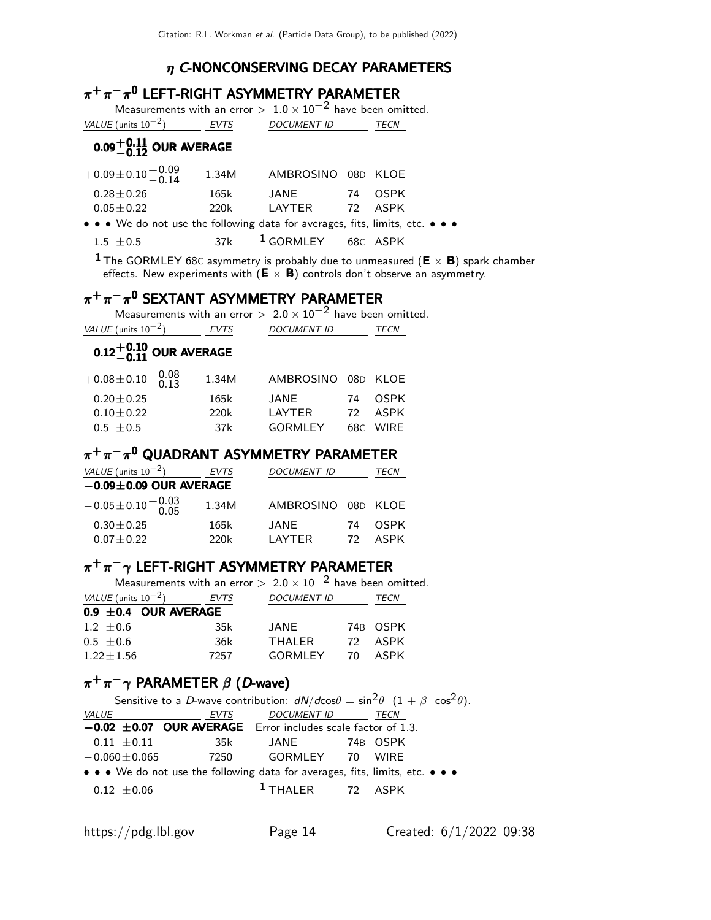## $\eta$ *C*-NONCONSERVING DECAY PARAMETERS

### $\pi^+\pi^-\pi^0$ LEFT-RIGHT ASYMMETRY PARAMETER

Measurements with an error $> 1.0 \times 10^{-2}$ have been omitted.

| VALUE (units $10^{-2}$) | EVTS | DOCUMENT ID | | TECN |
|---|---|---|---|---|
| **$0.09^{+0.11}_{-0.12}$ OUR AVERAGE** | | | | |
| $+0.09\pm0.10^{+0.09}_{-0.14}$ | 1.34M | AMBROSINO | 08D | KLOE |
| $0.28\pm0.26$ | 165k | JANE | 74 | OSPK |
| $-0.05\pm0.22$ | 220k | LAYTER | 72 | ASPK |
| • • • We do not use the following data for averages, fits, limits, etc. • • • | | | | |
| $1.5 \pm0.5$ | 37k | GORMLEY [1] | 68C | ASPK |

[1] The GORMLEY 68C asymmetry is probably due to unmeasured ($\mathbf{E} \times \mathbf{B}$) spark chamber effects. New experiments with ($\mathbf{E} \times \mathbf{B}$) controls don't observe an asymmetry.

### $\pi^+\pi^-\pi^0$ SEXTANT ASYMMETRY PARAMETER

Measurements with an error $> 2.0 \times 10^{-2}$ have been omitted.

| VALUE (units $10^{-2}$) | EVTS | DOCUMENT ID | | TECN |
|---|---|---|---|---|
| **$0.12^{+0.10}_{-0.11}$ OUR AVERAGE** | | | | |
| $+0.08\pm0.10^{+0.08}_{-0.13}$ | 1.34M | AMBROSINO | 08D | KLOE |
| $0.20\pm0.25$ | 165k | JANE | 74 | OSPK |
| $0.10\pm0.22$ | 220k | LAYTER | 72 | ASPK |
| $0.5 \pm0.5$ | 37k | GORMLEY | 68C | WIRE |

### $\pi^+\pi^-\pi^0$ QUADRANT ASYMMETRY PARAMETER

| VALUE (units $10^{-2}$) | EVTS | DOCUMENT ID | | TECN |
|---|---|---|---|---|
| **$-0.09\pm0.09$ OUR AVERAGE** | | | | |
| $-0.05\pm0.10^{+0.03}_{-0.05}$ | 1.34M | AMBROSINO | 08D | KLOE |
| $-0.30\pm0.25$ | 165k | JANE | 74 | OSPK |
| $-0.07\pm0.22$ | 220k | LAYTER | 72 | ASPK |

### $\pi^+\pi^-\gamma$ LEFT-RIGHT ASYMMETRY PARAMETER

Measurements with an error $> 2.0 \times 10^{-2}$ have been omitted.

| VALUE (units $10^{-2}$) | EVTS | DOCUMENT ID | | TECN |
|---|---|---|---|---|
| **$0.9 \pm0.4$ OUR AVERAGE** | | | | |
| $1.2 \pm0.6$ | 35k | JANE | 74B | OSPK |
| $0.5 \pm0.6$ | 36k | THALER | 72 | ASPK |
| $1.22\pm1.56$ | 7257 | GORMLEY | 70 | ASPK |

### $\pi^+\pi^-\gamma$ PARAMETER $\beta$ (*D*-wave)

Sensitive to a *D*-wave contribution: $dN/d\cos\theta = \sin^2\theta \;\; (1 + \beta \;\; \cos^2\theta)$.

| VALUE | EVTS | DOCUMENT ID | | TECN |
|---|---|---|---|---|
| **$-0.02 \pm0.07$ OUR AVERAGE** Error includes scale factor of 1.3. | | | | |
| $0.11 \pm0.11$ | 35k | JANE | 74B | OSPK |
| $-0.060\pm0.065$ | 7250 | GORMLEY | 70 | WIRE |
| • • • We do not use the following data for averages, fits, limits, etc. • • • | | | | |
| $0.12 \pm0.06$ | | THALER [1] | 72 | ASPK |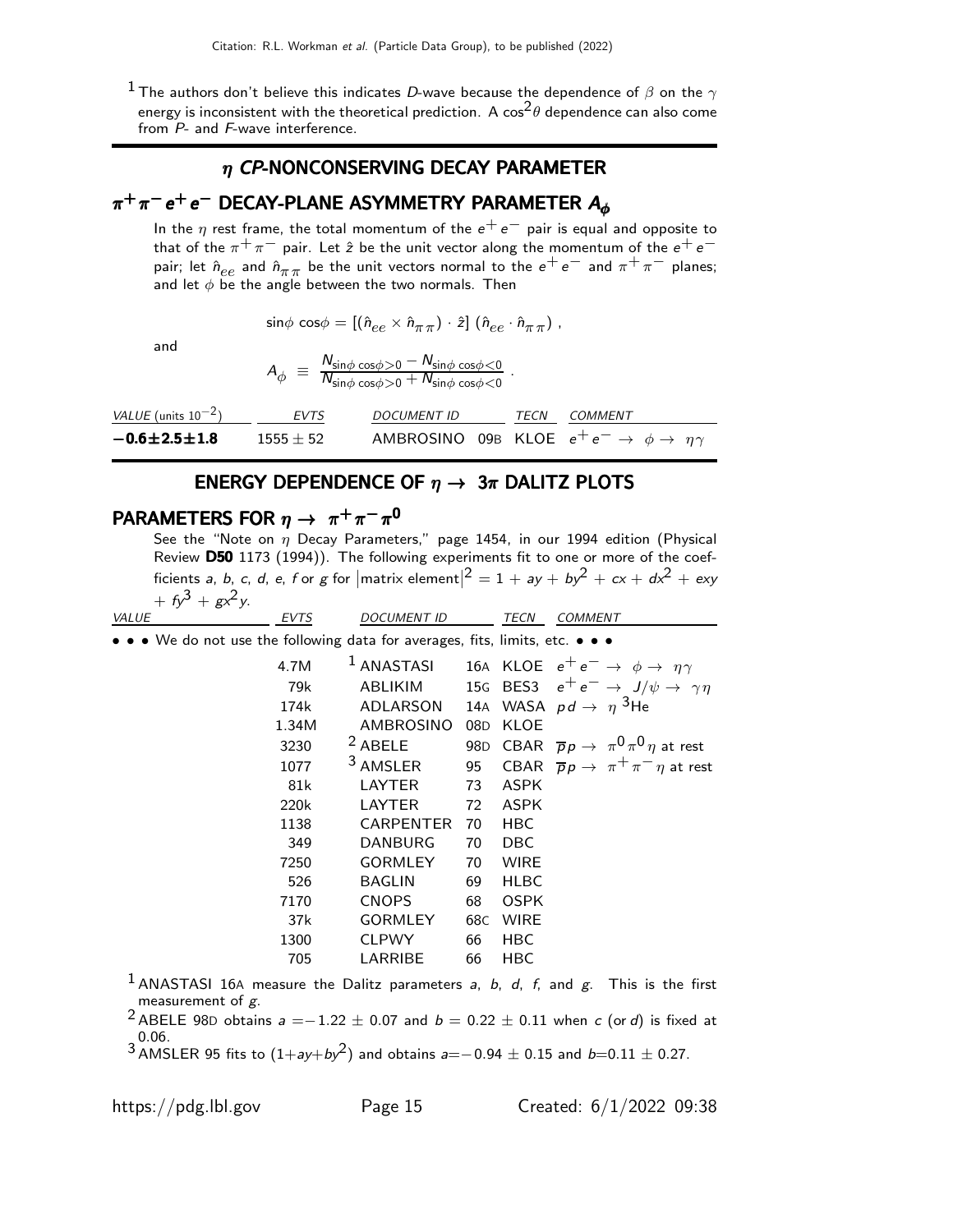[1] The authors don't believe this indicates $D$-wave because the dependence of $\beta$ on the $\gamma$ energy is inconsistent with the theoretical prediction. A $\cos^2\theta$ dependence can also come from $P$- and $F$-wave interference.

## $\eta$ *CP*-NONCONSERVING DECAY PARAMETER

## $\pi^+\pi^-e^+e^-$ DECAY-PLANE ASYMMETRY PARAMETER $A_\phi$

In the $\eta$ rest frame, the total momentum of the $e^+e^-$ pair is equal and opposite to that of the $\pi^+\pi^-$ pair. Let $\hat{z}$ be the unit vector along the momentum of the $e^+e^-$ pair; let $\hat{n}_{ee}$ and $\hat{n}_{\pi\pi}$ be the unit vectors normal to the $e^+e^-$ and $\pi^+\pi^-$ planes; and let $\phi$ be the angle between the two normals. Then

$$\sin\phi\ \cos\phi = [(\hat{n}_{ee} \times \hat{n}_{\pi\pi}) \cdot \hat{z}]\ (\hat{n}_{ee} \cdot \hat{n}_{\pi\pi})\ ,$$

and

$$A_\phi \ \equiv\ \frac{N_{\sin\phi\ \cos\phi>0} - N_{\sin\phi\ \cos\phi<0}}{N_{\sin\phi\ \cos\phi>0} + N_{\sin\phi\ \cos\phi<0}}\ .$$

| *VALUE* (units $10^{-2}$) | *EVTS* | *DOCUMENT ID* | | *TECN* | *COMMENT* |
|---|---|---|---|---|---|
| **$-0.6\pm2.5\pm1.8$** | $1555 \pm 52$ | AMBROSINO | 09B | KLOE | $e^+e^- \to \phi \to \eta\gamma$ |

## ENERGY DEPENDENCE OF $\eta \to 3\pi$ DALITZ PLOTS

## PARAMETERS FOR $\eta \to \pi^+\pi^-\pi^0$

See the "Note on $\eta$ Decay Parameters," page 1454, in our 1994 edition (Physical Review **D50** 1173 (1994)). The following experiments fit to one or more of the coefficients $a$, $b$, $c$, $d$, $e$, $f$ or $g$ for $|\text{matrix element}|^2 = 1 + ay + by^2 + cx + dx^2 + exy + fy^3 + gx^2y$.

| *VALUE* | *EVTS* | *DOCUMENT ID* | | *TECN* | *COMMENT* |
|---|---|---|---|---|---|
| • • • We do not use the following data for averages, fits, limits, etc. • • • | | | | | |
| | 4.7M | [1] ANASTASI | 16A | KLOE | $e^+e^- \to \phi \to \eta\gamma$ |
| | 79k | ABLIKIM | 15G | BES3 | $e^+e^- \to J/\psi \to \gamma\eta$ |
| | 174k | ADLARSON | 14A | WASA | $pd \to \eta\ ^3\text{He}$ |
| | 1.34M | AMBROSINO | 08D | KLOE | |
| | 3230 | [2] ABELE | 98D | CBAR | $\overline{p}p \to \pi^0\pi^0\eta$ at rest |
| | 1077 | [3] AMSLER | 95 | CBAR | $\overline{p}p \to \pi^+\pi^-\eta$ at rest |
| | 81k | LAYTER | 73 | ASPK | |
| | 220k | LAYTER | 72 | ASPK | |
| | 1138 | CARPENTER | 70 | HBC | |
| | 349 | DANBURG | 70 | DBC | |
| | 7250 | GORMLEY | 70 | WIRE | |
| | 526 | BAGLIN | 69 | HLBC | |
| | 7170 | CNOPS | 68 | OSPK | |
| | 37k | GORMLEY | 68C | WIRE | |
| | 1300 | CLPWY | 66 | HBC | |
| | 705 | LARRIBE | 66 | HBC | |

[1] ANASTASI 16A measure the Dalitz parameters $a$, $b$, $d$, $f$, and $g$. This is the first measurement of $g$.

[2] ABELE 98D obtains $a = -1.22 \pm 0.07$ and $b = 0.22 \pm 0.11$ when $c$ (or $d$) is fixed at 0.06.

[3] AMSLER 95 fits to $(1+ay+by^2)$ and obtains $a = -0.94 \pm 0.15$ and $b = 0.11 \pm 0.27$.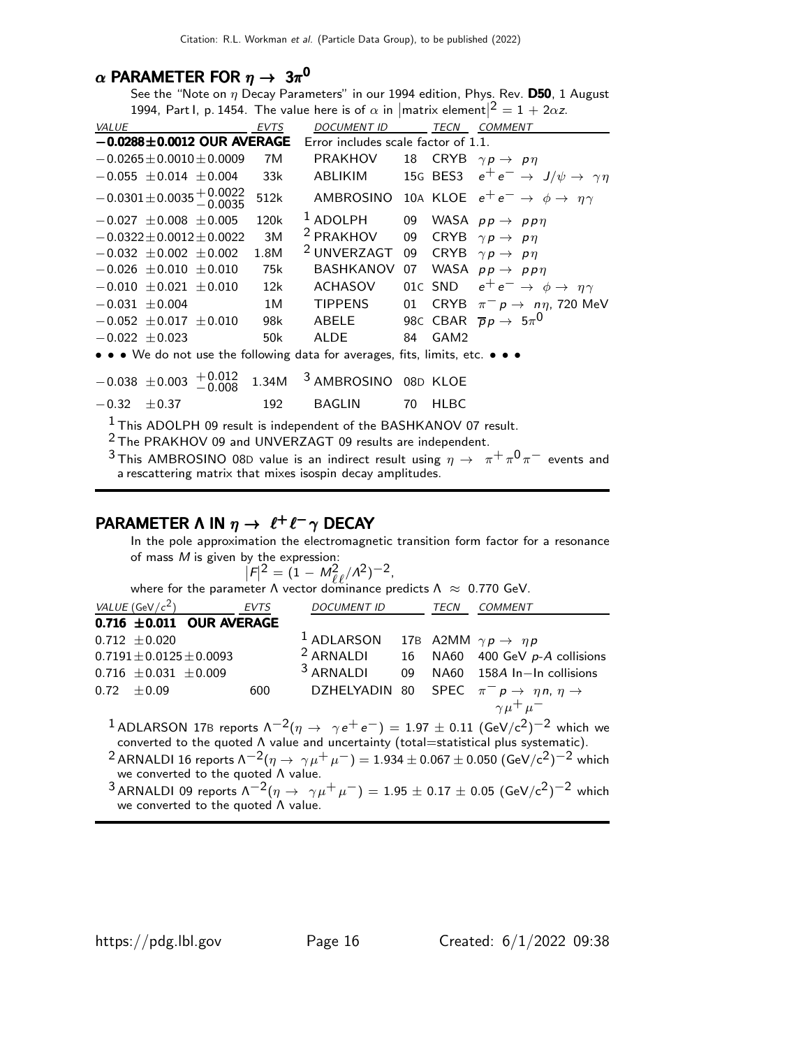## $\alpha$ PARAMETER FOR $\eta \to 3\pi^0$

See the "Note on $\eta$ Decay Parameters" in our 1994 edition, Phys. Rev. **D50**, 1 August 1994, Part I, p. 1454. The value here is of $\alpha$ in $|\text{matrix element}|^2 = 1 + 2\alpha z$.

| VALUE | EVTS | DOCUMENT ID | | TECN | COMMENT |
|---|---|---|---|---|---|
| **$-0.0288\pm0.0012$ OUR AVERAGE** | | Error includes scale factor of 1.1. | | | |
| $-0.0265\pm0.0010\pm0.0009$ | 7M | PRAKHOV | 18 | CRYB | $\gamma p \to p\eta$ |
| $-0.055 \pm0.014 \pm0.004$ | 33k | ABLIKIM | 15G | BES3 | $e^+e^- \to J/\psi \to \gamma\eta$ |
| $-0.0301\pm0.0035{}^{+0.0022}_{-0.0035}$ | 512k | AMBROSINO | 10A | KLOE | $e^+e^- \to \phi \to \eta\gamma$ |
| $-0.027 \pm0.008 \pm0.005$ | 120k | ADOLPH [1] | 09 | WASA | $pp \to pp\eta$ |
| $-0.0322\pm0.0012\pm0.0022$ | 3M | PRAKHOV [2] | 09 | CRYB | $\gamma p \to p\eta$ |
| $-0.032 \pm0.002 \pm0.002$ | 1.8M | UNVERZAGT [2] | 09 | CRYB | $\gamma p \to p\eta$ |
| $-0.026 \pm0.010 \pm0.010$ | 75k | BASHKANOV | 07 | WASA | $pp \to pp\eta$ |
| $-0.010 \pm0.021 \pm0.010$ | 12k | ACHASOV | 01C | SND | $e^+e^- \to \phi \to \eta\gamma$ |
| $-0.031 \pm0.004$ | 1M | TIPPENS | 01 | CRYB | $\pi^- p \to n\eta$, 720 MeV |
| $-0.052 \pm0.017 \pm0.010$ | 98k | ABELE | 98C | CBAR | $\overline{p}p \to 5\pi^0$ |
| $-0.022 \pm0.023$ | 50k | ALDE | 84 | GAM2 | |
| • • • We do not use the following data for averages, fits, limits, etc. • • • | | | | | |
| $-0.038 \pm0.003 {}^{+0.012}_{-0.008}$ | 1.34M | AMBROSINO [3] | 08D | KLOE | |
| $-0.32 \pm0.37$ | 192 | BAGLIN | 70 | HLBC | |

[1] This ADOLPH 09 result is independent of the BASHKANOV 07 result.

[2] The PRAKHOV 09 and UNVERZAGT 09 results are independent.

[3] This AMBROSINO 08D value is an indirect result using $\eta \to \pi^+\pi^0\pi^-$ events and a rescattering matrix that mixes isospin decay amplitudes.

## PARAMETER $\Lambda$ IN $\eta \to \ell^+\ell^-\gamma$ DECAY

In the pole approximation the electromagnetic transition form factor for a resonance of mass $M$ is given by the expression:

$$|F|^2 = (1 - M^2_{\ell\ell}/\Lambda^2)^{-2},$$

where for the parameter $\Lambda$ vector dominance predicts $\Lambda \approx 0.770$ GeV.

| VALUE (GeV/$c^2$) | EVTS | DOCUMENT ID | | TECN | COMMENT |
|---|---|---|---|---|---|
| **$0.716 \pm0.011$ OUR AVERAGE** | | | | | |
| $0.712 \pm0.020$ | | ADLARSON [1] | 17B | A2MM | $\gamma p \to \eta p$ |
| $0.7191\pm0.0125\pm0.0093$ | | ARNALDI [2] | 16 | NA60 | 400 GeV $p$-$A$ collisions |
| $0.716 \pm0.031 \pm0.009$ | | ARNALDI [3] | 09 | NA60 | 158$A$ In−In collisions |
| $0.72 \pm0.09$ | 600 | DZHELYADIN | 80 | SPEC | $\pi^- p \to \eta n$, $\eta \to \gamma\mu^+\mu^-$ |

[1] ADLARSON 17B reports $\Lambda^{-2}(\eta \to \gamma e^+e^-) = 1.97 \pm 0.11$ (GeV/$c^2$)$^{-2}$ which we converted to the quoted $\Lambda$ value and uncertainty (total=statistical plus systematic).

[2] ARNALDI 16 reports $\Lambda^{-2}(\eta \to \gamma\mu^+\mu^-) = 1.934 \pm 0.067 \pm 0.050$ (GeV/$c^2$)$^{-2}$ which we converted to the quoted $\Lambda$ value.

[3] ARNALDI 09 reports $\Lambda^{-2}(\eta \to \gamma\mu^+\mu^-) = 1.95 \pm 0.17 \pm 0.05$ (GeV/$c^2$)$^{-2}$ which we converted to the quoted $\Lambda$ value.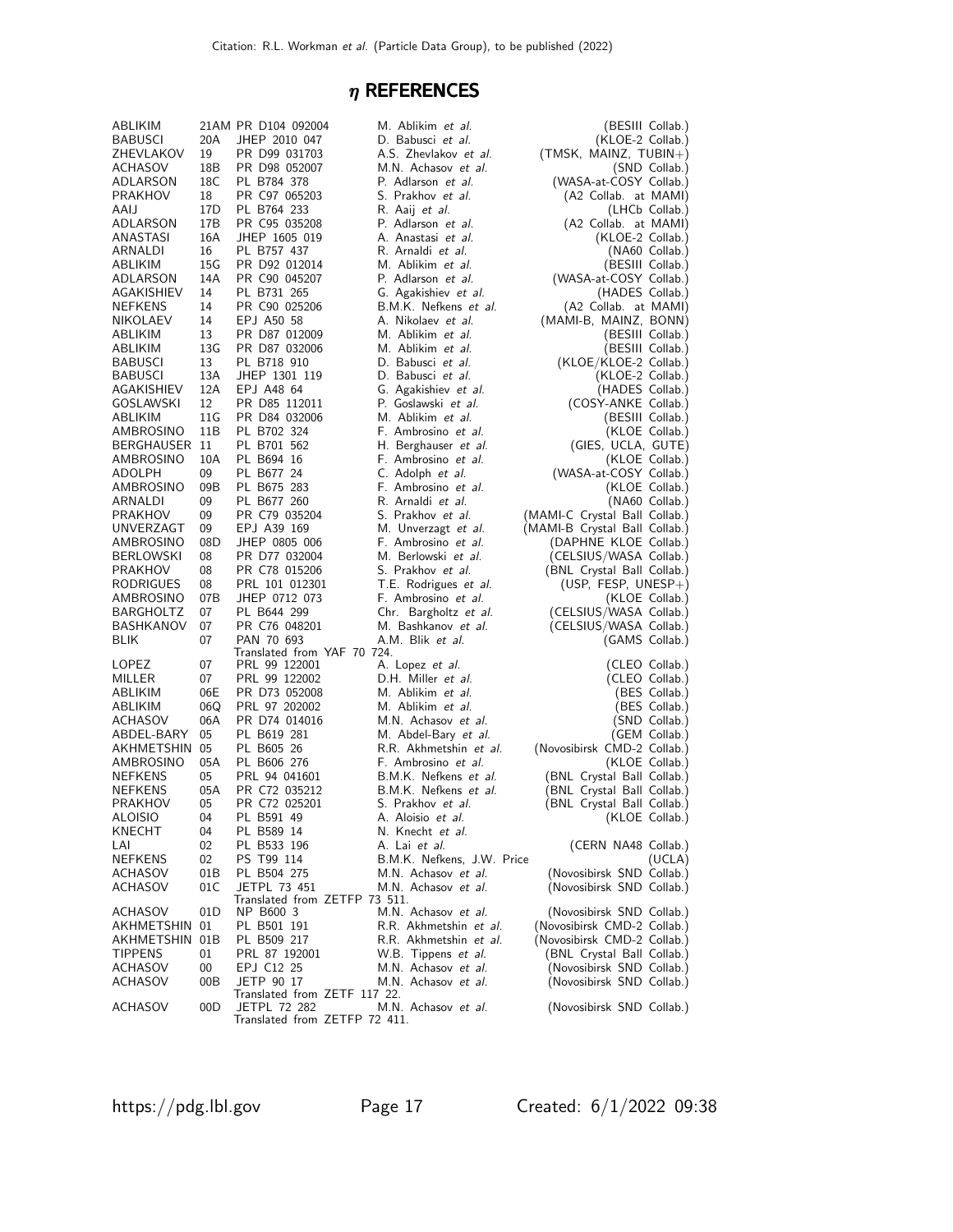## $\eta$ REFERENCES

| | | | | |
|---|---|---|---|---|
| ABLIKIM | 21AM | PR D104 092004 | M. Ablikim *et al.* | (BESIII Collab.) |
| BABUSCI | 20A | JHEP 2010 047 | D. Babusci *et al.* | (KLOE-2 Collab.) |
| ZHEVLAKOV | 19 | PR D99 031703 | A.S. Zhevlakov *et al.* | (TMSK, MAINZ, TUBIN+) |
| ACHASOV | 18B | PR D98 052007 | M.N. Achasov *et al.* | (SND Collab.) |
| ADLARSON | 18C | PL B784 378 | P. Adlarson *et al.* | (WASA-at-COSY Collab.) |
| PRAKHOV | 18 | PR C97 065203 | S. Prakhov *et al.* | (A2 Collab. at MAMI) |
| AAIJ | 17D | PL B764 233 | R. Aaij *et al.* | (LHCb Collab.) |
| ADLARSON | 17B | PR C95 035208 | P. Adlarson *et al.* | (A2 Collab. at MAMI) |
| ANASTASI | 16A | JHEP 1605 019 | A. Anastasi *et al.* | (KLOE-2 Collab.) |
| ARNALDI | 16 | PL B757 437 | R. Arnaldi *et al.* | (NA60 Collab.) |
| ABLIKIM | 15G | PR D92 012014 | M. Ablikim *et al.* | (BESIII Collab.) |
| ADLARSON | 14A | PR C90 045207 | P. Adlarson *et al.* | (WASA-at-COSY Collab.) |
| AGAKISHIEV | 14 | PL B731 265 | G. Agakishiev *et al.* | (HADES Collab.) |
| NEFKENS | 14 | PR C90 025206 | B.M.K. Nefkens *et al.* | (A2 Collab. at MAMI) |
| NIKOLAEV | 14 | EPJ A50 58 | A. Nikolaev *et al.* | (MAMI-B, MAINZ, BONN) |
| ABLIKIM | 13 | PR D87 012009 | M. Ablikim *et al.* | (BESIII Collab.) |
| ABLIKIM | 13G | PR D87 032006 | M. Ablikim *et al.* | (BESIII Collab.) |
| BABUSCI | 13 | PL B718 910 | D. Babusci *et al.* | (KLOE/KLOE-2 Collab.) |
| BABUSCI | 13A | JHEP 1301 119 | D. Babusci *et al.* | (KLOE-2 Collab.) |
| AGAKISHIEV | 12A | EPJ A48 64 | G. Agakishiev *et al.* | (HADES Collab.) |
| GOSLAWSKI | 12 | PR D85 112011 | P. Goslawski *et al.* | (COSY-ANKE Collab.) |
| ABLIKIM | 11G | PR D84 032006 | M. Ablikim *et al.* | (BESIII Collab.) |
| AMBROSINO | 11B | PL B702 324 | F. Ambrosino *et al.* | (KLOE Collab.) |
| BERGHAUSER | 11 | PL B701 562 | H. Berghauser *et al.* | (GIES, UCLA, GUTE) |
| AMBROSINO | 10A | PL B694 16 | F. Ambrosino *et al.* | (KLOE Collab.) |
| ADOLPH | 09 | PL B677 24 | C. Adolph *et al.* | (WASA-at-COSY Collab.) |
| AMBROSINO | 09B | PL B675 283 | F. Ambrosino *et al.* | (KLOE Collab.) |
| ARNALDI | 09 | PL B677 260 | R. Arnaldi *et al.* | (NA60 Collab.) |
| PRAKHOV | 09 | PR C79 035204 | S. Prakhov *et al.* | (MAMI-C Crystal Ball Collab.) |
| UNVERZAGT | 09 | EPJ A39 169 | M. Unverzagt *et al.* | (MAMI-B Crystal Ball Collab.) |
| AMBROSINO | 08D | JHEP 0805 006 | F. Ambrosino *et al.* | (DAPHNE KLOE Collab.) |
| BERLOWSKI | 08 | PR D77 032004 | M. Berlowski *et al.* | (CELSIUS/WASA Collab.) |
| PRAKHOV | 08 | PR C78 015206 | S. Prakhov *et al.* | (BNL Crystal Ball Collab.) |
| RODRIGUES | 08 | PRL 101 012301 | T.E. Rodrigues *et al.* | (USP, FESP, UNESP+) |
| AMBROSINO | 07B | JHEP 0712 073 | F. Ambrosino *et al.* | (KLOE Collab.) |
| BARGHOLTZ | 07 | PL B644 299 | Chr. Bargholtz *et al.* | (CELSIUS/WASA Collab.) |
| BASHKANOV | 07 | PR C76 048201 | M. Bashkanov *et al.* | (CELSIUS/WASA Collab.) |
| BLIK | 07 | PAN 70 693 | A.M. Blik *et al.* | (GAMS Collab.) |
| | | Translated from YAF 70 724. | | |
| LOPEZ | 07 | PRL 99 122001 | A. Lopez *et al.* | (CLEO Collab.) |
| MILLER | 07 | PRL 99 122002 | D.H. Miller *et al.* | (CLEO Collab.) |
| ABLIKIM | 06E | PR D73 052008 | M. Ablikim *et al.* | (BES Collab.) |
| ABLIKIM | 06Q | PRL 97 202002 | M. Ablikim *et al.* | (BES Collab.) |
| ACHASOV | 06A | PR D74 014016 | M.N. Achasov *et al.* | (SND Collab.) |
| ABDEL-BARY | 05 | PL B619 281 | M. Abdel-Bary *et al.* | (GEM Collab.) |
| AKHMETSHIN | 05 | PL B605 26 | R.R. Akhmetshin *et al.* | (Novosibirsk CMD-2 Collab.) |
| AMBROSINO | 05A | PL B606 276 | F. Ambrosino *et al.* | (KLOE Collab.) |
| NEFKENS | 05 | PRL 94 041601 | B.M.K. Nefkens *et al.* | (BNL Crystal Ball Collab.) |
| NEFKENS | 05A | PR C72 035212 | B.M.K. Nefkens *et al.* | (BNL Crystal Ball Collab.) |
| PRAKHOV | 05 | PR C72 025201 | S. Prakhov *et al.* | (BNL Crystal Ball Collab.) |
| ALOISIO | 04 | PL B591 49 | A. Aloisio *et al.* | (KLOE Collab.) |
| KNECHT | 04 | PL B589 14 | N. Knecht *et al.* | |
| LAI | 02 | PL B533 196 | A. Lai *et al.* | (CERN NA48 Collab.) |
| NEFKENS | 02 | PS T99 114 | B.M.K. Nefkens, J.W. Price | (UCLA) |
| ACHASOV | 01B | PL B504 275 | M.N. Achasov *et al.* | (Novosibirsk SND Collab.) |
| ACHASOV | 01C | JETPL 73 451 | M.N. Achasov *et al.* | (Novosibirsk SND Collab.) |
| | | Translated from ZETFP 73 511. | | |
| ACHASOV | 01D | NP B600 3 | M.N. Achasov *et al.* | (Novosibirsk SND Collab.) |
| AKHMETSHIN | 01 | PL B501 191 | R.R. Akhmetshin *et al.* | (Novosibirsk CMD-2 Collab.) |
| AKHMETSHIN | 01B | PL B509 217 | R.R. Akhmetshin *et al.* | (Novosibirsk CMD-2 Collab.) |
| TIPPENS | 01 | PRL 87 192001 | W.B. Tippens *et al.* | (BNL Crystal Ball Collab.) |
| ACHASOV | 00 | EPJ C12 25 | M.N. Achasov *et al.* | (Novosibirsk SND Collab.) |
| ACHASOV | 00B | JETP 90 17 | M.N. Achasov *et al.* | (Novosibirsk SND Collab.) |
| | | Translated from ZETF 117 22. | | |
| ACHASOV | 00D | JETPL 72 282 | M.N. Achasov *et al.* | (Novosibirsk SND Collab.) |
| | | Translated from ZETFP 72 411. | | |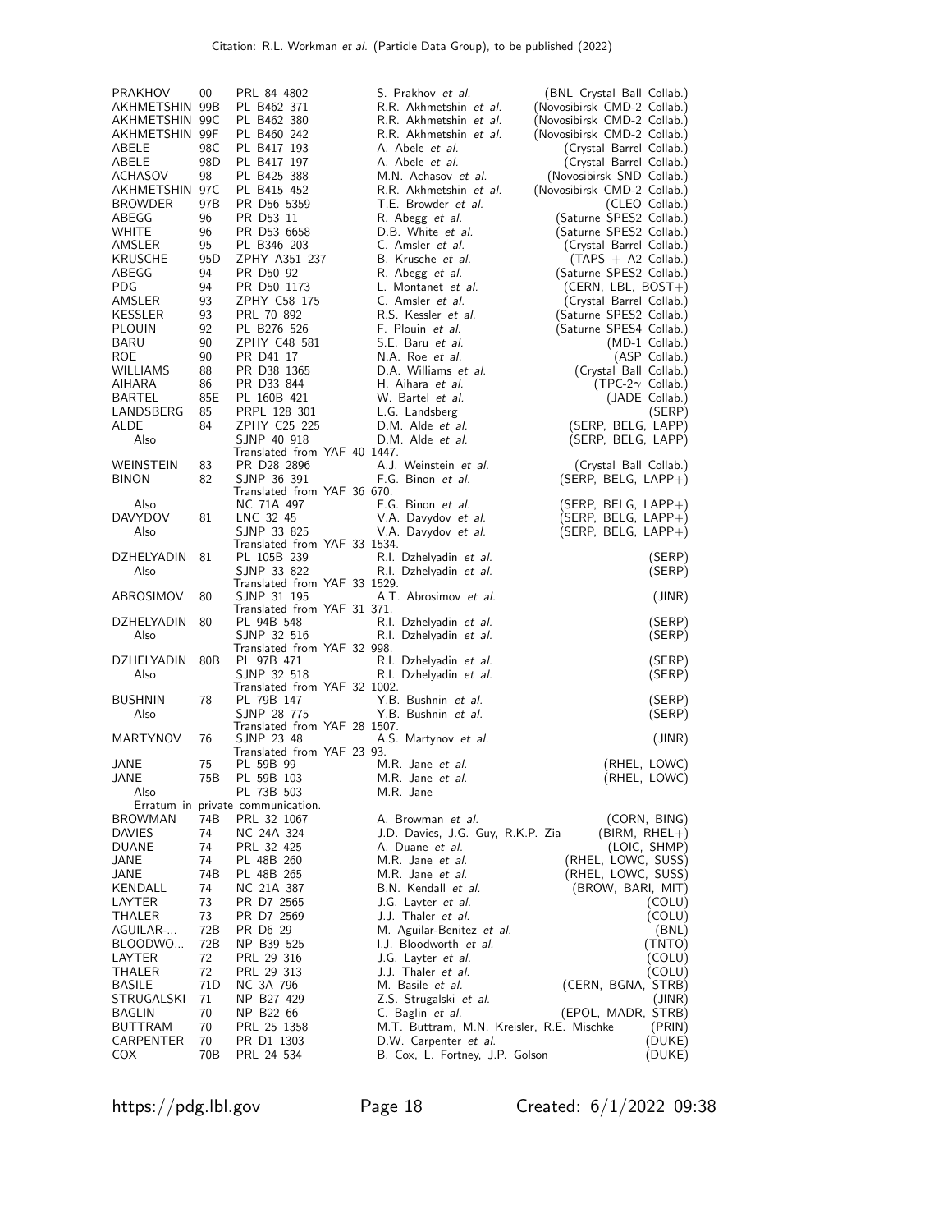| | | | | |
|---|---|---|---|---|
| PRAKHOV | 00 | PRL 84 4802 | S. Prakhov *et al.* | (BNL Crystal Ball Collab.) |
| AKHMETSHIN | 99B | PL B462 371 | R.R. Akhmetshin *et al.* | (Novosibirsk CMD-2 Collab.) |
| AKHMETSHIN | 99C | PL B462 380 | R.R. Akhmetshin *et al.* | (Novosibirsk CMD-2 Collab.) |
| AKHMETSHIN | 99F | PL B460 242 | R.R. Akhmetshin *et al.* | (Novosibirsk CMD-2 Collab.) |
| ABELE | 98C | PL B417 193 | A. Abele *et al.* | (Crystal Barrel Collab.) |
| ABELE | 98D | PL B417 197 | A. Abele *et al.* | (Crystal Barrel Collab.) |
| ACHASOV | 98 | PL B425 388 | M.N. Achasov *et al.* | (Novosibirsk SND Collab.) |
| AKHMETSHIN | 97C | PL B415 452 | R.R. Akhmetshin *et al.* | (Novosibirsk CMD-2 Collab.) |
| BROWDER | 97B | PR D56 5359 | T.E. Browder *et al.* | (CLEO Collab.) |
| ABEGG | 96 | PR D53 11 | R. Abegg *et al.* | (Saturne SPES2 Collab.) |
| WHITE | 96 | PR D53 6658 | D.B. White *et al.* | (Saturne SPES2 Collab.) |
| AMSLER | 95 | PL B346 203 | C. Amsler *et al.* | (Crystal Barrel Collab.) |
| KRUSCHE | 95D | ZPHY A351 237 | B. Krusche *et al.* | (TAPS + A2 Collab.) |
| ABEGG | 94 | PR D50 92 | R. Abegg *et al.* | (Saturne SPES2 Collab.) |
| PDG | 94 | PR D50 1173 | L. Montanet *et al.* | (CERN, LBL, BOST+) |
| AMSLER | 93 | ZPHY C58 175 | C. Amsler *et al.* | (Crystal Barrel Collab.) |
| KESSLER | 93 | PRL 70 892 | R.S. Kessler *et al.* | (Saturne SPES2 Collab.) |
| PLOUIN | 92 | PL B276 526 | F. Plouin *et al.* | (Saturne SPES4 Collab.) |
| BARU | 90 | ZPHY C48 581 | S.E. Baru *et al.* | (MD-1 Collab.) |
| ROE | 90 | PR D41 17 | N.A. Roe *et al.* | (ASP Collab.) |
| WILLIAMS | 88 | PR D38 1365 | D.A. Williams *et al.* | (Crystal Ball Collab.) |
| AIHARA | 86 | PR D33 844 | H. Aihara *et al.* | (TPC-2$\gamma$ Collab.) |
| BARTEL | 85E | PL 160B 421 | W. Bartel *et al.* | (JADE Collab.) |
| LANDSBERG | 85 | PRPL 128 301 | L.G. Landsberg | (SERP) |
| ALDE | 84 | ZPHY C25 225 | D.M. Alde *et al.* | (SERP, BELG, LAPP) |
| Also | | SJNP 40 918 | D.M. Alde *et al.* | (SERP, BELG, LAPP) |
| | | Translated from YAF 40 1447. | | |
| WEINSTEIN | 83 | PR D28 2896 | A.J. Weinstein *et al.* | (Crystal Ball Collab.) |
| BINON | 82 | SJNP 36 391 | F.G. Binon *et al.* | (SERP, BELG, LAPP+) |
| | | Translated from YAF 36 670. | | |
| Also | | NC 71A 497 | F.G. Binon *et al.* | (SERP, BELG, LAPP+) |
| DAVYDOV | 81 | LNC 32 45 | V.A. Davydov *et al.* | (SERP, BELG, LAPP+) |
| Also | | SJNP 33 825 | V.A. Davydov *et al.* | (SERP, BELG, LAPP+) |
| | | Translated from YAF 33 1534. | | |
| DZHELYADIN | 81 | PL 105B 239 | R.I. Dzhelyadin *et al.* | (SERP) |
| Also | | SJNP 33 822 | R.I. Dzhelyadin *et al.* | (SERP) |
| | | Translated from YAF 33 1529. | | |
| ABROSIMOV | 80 | SJNP 31 195 | A.T. Abrosimov *et al.* | (JINR) |
| | | Translated from YAF 31 371. | | |
| DZHELYADIN | 80 | PL 94B 548 | R.I. Dzhelyadin *et al.* | (SERP) |
| Also | | SJNP 32 516 | R.I. Dzhelyadin *et al.* | (SERP) |
| | | Translated from YAF 32 998. | | |
| DZHELYADIN | 80B | PL 97B 471 | R.I. Dzhelyadin *et al.* | (SERP) |
| Also | | SJNP 32 518 | R.I. Dzhelyadin *et al.* | (SERP) |
| | | Translated from YAF 32 1002. | | |
| BUSHNIN | 78 | PL 79B 147 | Y.B. Bushnin *et al.* | (SERP) |
| Also | | SJNP 28 775 | Y.B. Bushnin *et al.* | (SERP) |
| | | Translated from YAF 28 1507. | | |
| MARTYNOV | 76 | SJNP 23 48 | A.S. Martynov *et al.* | (JINR) |
| | | Translated from YAF 23 93. | | |
| JANE | 75 | PL 59B 99 | M.R. Jane *et al.* | (RHEL, LOWC) |
| JANE | 75B | PL 59B 103 | M.R. Jane *et al.* | (RHEL, LOWC) |
| Also | | PL 73B 503 | M.R. Jane | |
| Erratum in private communication. | | | | |
| BROWMAN | 74B | PRL 32 1067 | A. Browman *et al.* | (CORN, BING) |
| DAVIES | 74 | NC 24A 324 | J.D. Davies, J.G. Guy, R.K.P. Zia | (BIRM, RHEL+) |
| DUANE | 74 | PRL 32 425 | A. Duane *et al.* | (LOIC, SHMP) |
| JANE | 74 | PL 48B 260 | M.R. Jane *et al.* | (RHEL, LOWC, SUSS) |
| JANE | 74B | PL 48B 265 | M.R. Jane *et al.* | (RHEL, LOWC, SUSS) |
| KENDALL | 74 | NC 21A 387 | B.N. Kendall *et al.* | (BROW, BARI, MIT) |
| LAYTER | 73 | PR D7 2565 | J.G. Layter *et al.* | (COLU) |
| THALER | 73 | PR D7 2569 | J.J. Thaler *et al.* | (COLU) |
| AGUILAR-... | 72B | PR D6 29 | M. Aguilar-Benitez *et al.* | (BNL) |
| BLOODWO... | 72B | NP B39 525 | I.J. Bloodworth *et al.* | (TNTO) |
| LAYTER | 72 | PRL 29 316 | J.G. Layter *et al.* | (COLU) |
| THALER | 72 | PRL 29 313 | J.J. Thaler *et al.* | (COLU) |
| BASILE | 71D | NC 3A 796 | M. Basile *et al.* | (CERN, BGNA, STRB) |
| STRUGALSKI | 71 | NP B27 429 | Z.S. Strugalski *et al.* | (JINR) |
| BAGLIN | 70 | NP B22 66 | C. Baglin *et al.* | (EPOL, MADR, STRB) |
| BUTTRAM | 70 | PRL 25 1358 | M.T. Buttram, M.N. Kreisler, R.E. Mischke | (PRIN) |
| CARPENTER | 70 | PR D1 1303 | D.W. Carpenter *et al.* | (DUKE) |
| COX | 70B | PRL 24 534 | B. Cox, L. Fortney, J.P. Golson | (DUKE) |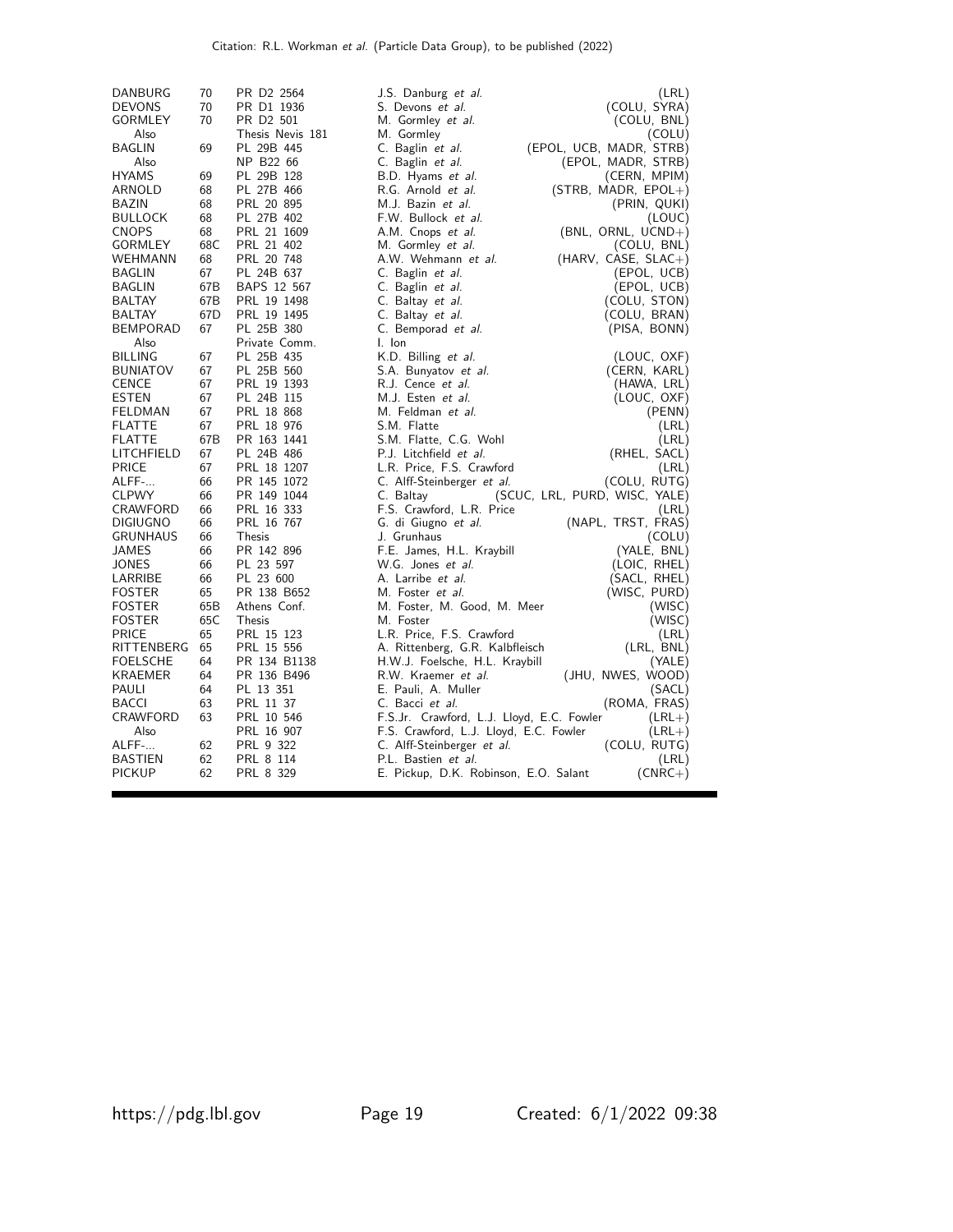| | | | | |
|---|---|---|---|---|
| DANBURG | 70 | PR D2 2564 | J.S. Danburg *et al.* | (LRL) |
| DEVONS | 70 | PR D1 1936 | S. Devons *et al.* | (COLU, SYRA) |
| GORMLEY | 70 | PR D2 501 | M. Gormley *et al.* | (COLU, BNL) |
| Also | | Thesis Nevis 181 | M. Gormley | (COLU) |
| BAGLIN | 69 | PL 29B 445 | C. Baglin *et al.* | (EPOL, UCB, MADR, STRB) |
| Also | | NP B22 66 | C. Baglin *et al.* | (EPOL, MADR, STRB) |
| HYAMS | 69 | PL 29B 128 | B.D. Hyams *et al.* | (CERN, MPIM) |
| ARNOLD | 68 | PL 27B 466 | R.G. Arnold *et al.* | (STRB, MADR, EPOL+) |
| BAZIN | 68 | PRL 20 895 | M.J. Bazin *et al.* | (PRIN, QUKI) |
| BULLOCK | 68 | PL 27B 402 | F.W. Bullock *et al.* | (LOUC) |
| CNOPS | 68 | PRL 21 1609 | A.M. Cnops *et al.* | (BNL, ORNL, UCND+) |
| GORMLEY | 68C | PRL 21 402 | M. Gormley *et al.* | (COLU, BNL) |
| WEHMANN | 68 | PRL 20 748 | A.W. Wehmann *et al.* | (HARV, CASE, SLAC+) |
| BAGLIN | 67 | PL 24B 637 | C. Baglin *et al.* | (EPOL, UCB) |
| BAGLIN | 67B | BAPS 12 567 | C. Baglin *et al.* | (EPOL, UCB) |
| BALTAY | 67B | PRL 19 1498 | C. Baltay *et al.* | (COLU, STON) |
| BALTAY | 67D | PRL 19 1495 | C. Baltay *et al.* | (COLU, BRAN) |
| BEMPORAD | 67 | PL 25B 380 | C. Bemporad *et al.* | (PISA, BONN) |
| Also | | Private Comm. | I. Ion | |
| BILLING | 67 | PL 25B 435 | K.D. Billing *et al.* | (LOUC, OXF) |
| BUNIATOV | 67 | PL 25B 560 | S.A. Bunyatov *et al.* | (CERN, KARL) |
| CENCE | 67 | PRL 19 1393 | R.J. Cence *et al.* | (HAWA, LRL) |
| ESTEN | 67 | PL 24B 115 | M.J. Esten *et al.* | (LOUC, OXF) |
| FELDMAN | 67 | PRL 18 868 | M. Feldman *et al.* | (PENN) |
| FLATTE | 67 | PRL 18 976 | S.M. Flatte | (LRL) |
| FLATTE | 67B | PR 163 1441 | S.M. Flatte, C.G. Wohl | (LRL) |
| LITCHFIELD | 67 | PL 24B 486 | P.J. Litchfield *et al.* | (RHEL, SACL) |
| PRICE | 67 | PRL 18 1207 | L.R. Price, F.S. Crawford | (LRL) |
| ALFF-... | 66 | PR 145 1072 | C. Alff-Steinberger *et al.* | (COLU, RUTG) |
| CLPWY | 66 | PR 149 1044 | C. Baltay | (SCUC, LRL, PURD, WISC, YALE) |
| CRAWFORD | 66 | PRL 16 333 | F.S. Crawford, L.R. Price | (LRL) |
| DIGIUGNO | 66 | PRL 16 767 | G. di Giugno *et al.* | (NAPL, TRST, FRAS) |
| GRUNHAUS | 66 | Thesis | J. Grunhaus | (COLU) |
| JAMES | 66 | PR 142 896 | F.E. James, H.L. Kraybill | (YALE, BNL) |
| JONES | 66 | PL 23 597 | W.G. Jones *et al.* | (LOIC, RHEL) |
| LARRIBE | 66 | PL 23 600 | A. Larribe *et al.* | (SACL, RHEL) |
| FOSTER | 65 | PR 138 B652 | M. Foster *et al.* | (WISC, PURD) |
| FOSTER | 65B | Athens Conf. | M. Foster, M. Good, M. Meer | (WISC) |
| FOSTER | 65C | Thesis | M. Foster | (WISC) |
| PRICE | 65 | PRL 15 123 | L.R. Price, F.S. Crawford | (LRL) |
| RITTENBERG | 65 | PRL 15 556 | A. Rittenberg, G.R. Kalbfleisch | (LRL, BNL) |
| FOELSCHE | 64 | PR 134 B1138 | H.W.J. Foelsche, H.L. Kraybill | (YALE) |
| KRAEMER | 64 | PR 136 B496 | R.W. Kraemer *et al.* | (JHU, NWES, WOOD) |
| PAULI | 64 | PL 13 351 | E. Pauli, A. Muller | (SACL) |
| BACCI | 63 | PRL 11 37 | C. Bacci *et al.* | (ROMA, FRAS) |
| CRAWFORD | 63 | PRL 10 546 | F.S.Jr. Crawford, L.J. Lloyd, E.C. Fowler | (LRL+) |
| Also | | PRL 16 907 | F.S. Crawford, L.J. Lloyd, E.C. Fowler | (LRL+) |
| ALFF-... | 62 | PRL 9 322 | C. Alff-Steinberger *et al.* | (COLU, RUTG) |
| BASTIEN | 62 | PRL 8 114 | P.L. Bastien *et al.* | (LRL) |
| PICKUP | 62 | PRL 8 329 | E. Pickup, D.K. Robinson, E.O. Salant | (CNRC+) |